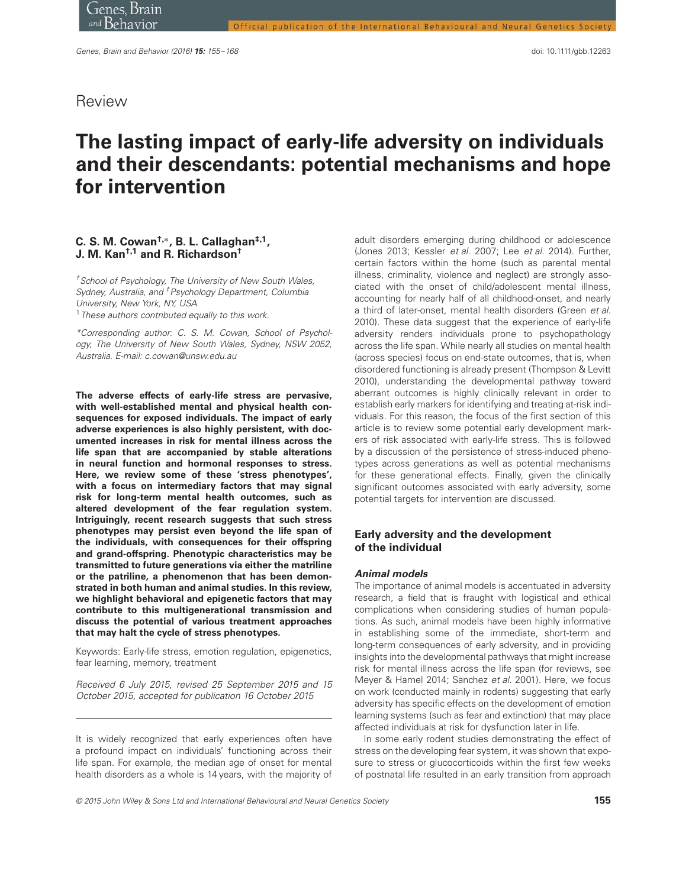Review

# The lasting impact of early-life adversity on individuals and their descendants: potential mechanisms and hope for intervention

**C. S. M. Cowan[†,*], B. L. Callaghan[‡,1], J. M. Kan[†,1] and R. Richardson[†]**

*[†]School of Psychology, The University of New South Wales, Sydney, Australia, and [‡]Psychology Department, Columbia University, New York, NY, USA*
*[1]These authors contributed equally to this work.*

*\*Corresponding author: C. S. M. Cowan, School of Psychology, The University of New South Wales, Sydney, NSW 2052, Australia. E-mail: c.cowan@unsw.edu.au*

**The adverse effects of early-life stress are pervasive, with well-established mental and physical health consequences for exposed individuals. The impact of early adverse experiences is also highly persistent, with documented increases in risk for mental illness across the life span that are accompanied by stable alterations in neural function and hormonal responses to stress. Here, we review some of these 'stress phenotypes', with a focus on intermediary factors that may signal risk for long-term mental health outcomes, such as altered development of the fear regulation system. Intriguingly, recent research suggests that such stress phenotypes may persist even beyond the life span of the individuals, with consequences for their offspring and grand-offspring. Phenotypic characteristics may be transmitted to future generations via either the matriline or the patriline, a phenomenon that has been demonstrated in both human and animal studies. In this review, we highlight behavioral and epigenetic factors that may contribute to this multigenerational transmission and discuss the potential of various treatment approaches that may halt the cycle of stress phenotypes.**

Keywords: Early-life stress, emotion regulation, epigenetics, fear learning, memory, treatment

*Received 6 July 2015, revised 25 September 2015 and 15 October 2015, accepted for publication 16 October 2015*

It is widely recognized that early experiences often have a profound impact on individuals' functioning across their life span. For example, the median age of onset for mental health disorders as a whole is 14 years, with the majority of adult disorders emerging during childhood or adolescence (Jones 2013; Kessler *et al.* 2007; Lee *et al.* 2014). Further, certain factors within the home (such as parental mental illness, criminality, violence and neglect) are strongly associated with the onset of child/adolescent mental illness, accounting for nearly half of all childhood-onset, and nearly a third of later-onset, mental health disorders (Green *et al.* 2010). These data suggest that the experience of early-life adversity renders individuals prone to psychopathology across the life span. While nearly all studies on mental health (across species) focus on end-state outcomes, that is, when disordered functioning is already present (Thompson & Levitt 2010), understanding the developmental pathway toward aberrant outcomes is highly clinically relevant in order to establish early markers for identifying and treating at-risk individuals. For this reason, the focus of the first section of this article is to review some potential early development markers of risk associated with early-life stress. This is followed by a discussion of the persistence of stress-induced phenotypes across generations as well as potential mechanisms for these generational effects. Finally, given the clinically significant outcomes associated with early adversity, some potential targets for intervention are discussed.

## Early adversity and the development of the individual

### *Animal models*

The importance of animal models is accentuated in adversity research, a field that is fraught with logistical and ethical complications when considering studies of human populations. As such, animal models have been highly informative in establishing some of the immediate, short-term and long-term consequences of early adversity, and in providing insights into the developmental pathways that might increase risk for mental illness across the life span (for reviews, see Meyer & Hamel 2014; Sanchez *et al.* 2001). Here, we focus on work (conducted mainly in rodents) suggesting that early adversity has specific effects on the development of emotion learning systems (such as fear and extinction) that may place affected individuals at risk for dysfunction later in life.

In some early rodent studies demonstrating the effect of stress on the developing fear system, it was shown that exposure to stress or glucocorticoids within the first few weeks of postnatal life resulted in an early transition from approach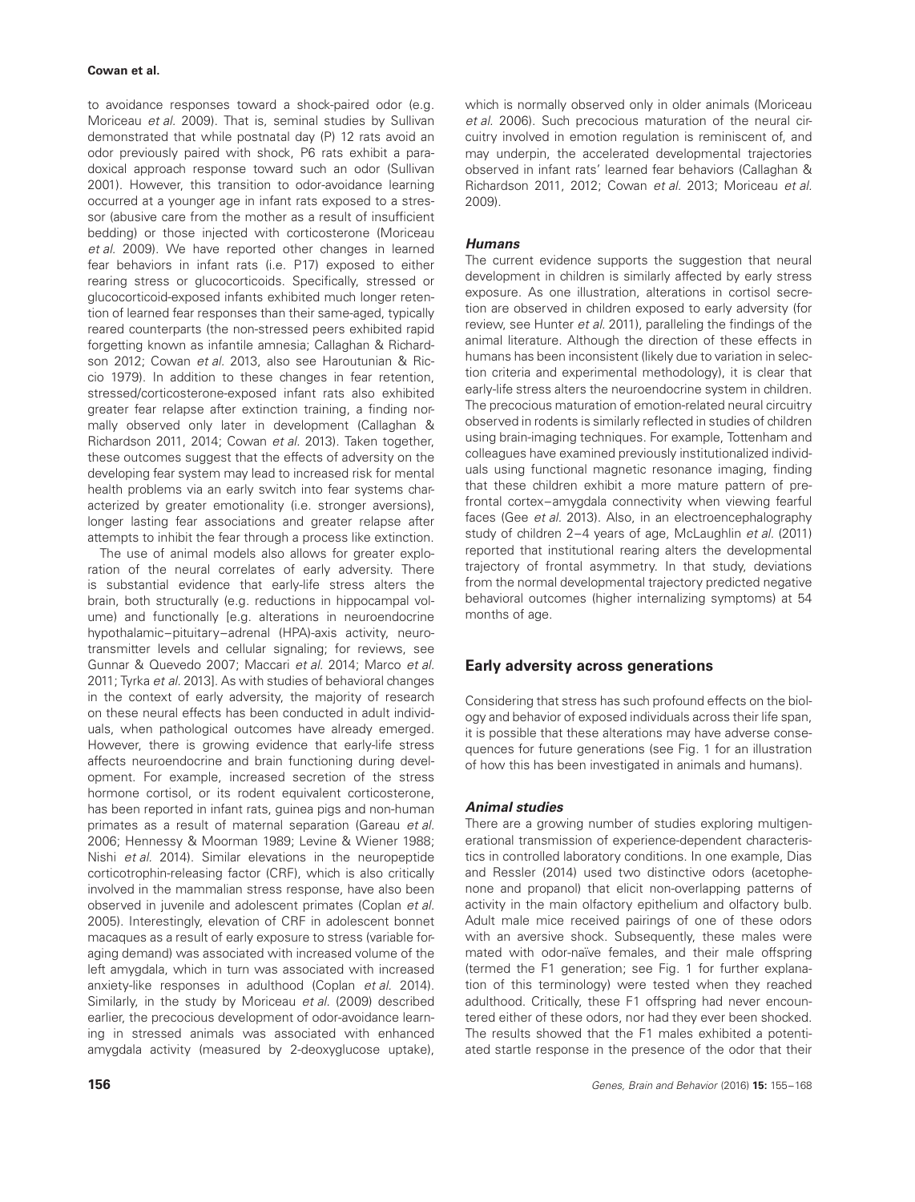to avoidance responses toward a shock-paired odor (e.g. Moriceau *et al.* 2009). That is, seminal studies by Sullivan demonstrated that while postnatal day (P) 12 rats avoid an odor previously paired with shock, P6 rats exhibit a paradoxical approach response toward such an odor (Sullivan 2001). However, this transition to odor-avoidance learning occurred at a younger age in infant rats exposed to a stressor (abusive care from the mother as a result of insufficient bedding) or those injected with corticosterone (Moriceau *et al.* 2009). We have reported other changes in learned fear behaviors in infant rats (i.e. P17) exposed to either rearing stress or glucocorticoids. Specifically, stressed or glucocorticoid-exposed infants exhibited much longer retention of learned fear responses than their same-aged, typically reared counterparts (the non-stressed peers exhibited rapid forgetting known as infantile amnesia; Callaghan & Richardson 2012; Cowan *et al.* 2013, also see Haroutunian & Riccio 1979). In addition to these changes in fear retention, stressed/corticosterone-exposed infant rats also exhibited greater fear relapse after extinction training, a finding normally observed only later in development (Callaghan & Richardson 2011, 2014; Cowan *et al.* 2013). Taken together, these outcomes suggest that the effects of adversity on the developing fear system may lead to increased risk for mental health problems via an early switch into fear systems characterized by greater emotionality (i.e. stronger aversions), longer lasting fear associations and greater relapse after attempts to inhibit the fear through a process like extinction.

The use of animal models also allows for greater exploration of the neural correlates of early adversity. There is substantial evidence that early-life stress alters the brain, both structurally (e.g. reductions in hippocampal volume) and functionally [e.g. alterations in neuroendocrine hypothalamic–pituitary–adrenal (HPA)-axis activity, neurotransmitter levels and cellular signaling; for reviews, see Gunnar & Quevedo 2007; Maccari *et al.* 2014; Marco *et al.* 2011; Tyrka *et al.* 2013]. As with studies of behavioral changes in the context of early adversity, the majority of research on these neural effects has been conducted in adult individuals, when pathological outcomes have already emerged. However, there is growing evidence that early-life stress affects neuroendocrine and brain functioning during development. For example, increased secretion of the stress hormone cortisol, or its rodent equivalent corticosterone, has been reported in infant rats, guinea pigs and non-human primates as a result of maternal separation (Gareau *et al.* 2006; Hennessy & Moorman 1989; Levine & Wiener 1988; Nishi *et al.* 2014). Similar elevations in the neuropeptide corticotrophin-releasing factor (CRF), which is also critically involved in the mammalian stress response, have also been observed in juvenile and adolescent primates (Coplan *et al.* 2005). Interestingly, elevation of CRF in adolescent bonnet macaques as a result of early exposure to stress (variable foraging demand) was associated with increased volume of the left amygdala, which in turn was associated with increased anxiety-like responses in adulthood (Coplan *et al.* 2014). Similarly, in the study by Moriceau *et al.* (2009) described earlier, the precocious development of odor-avoidance learning in stressed animals was associated with enhanced amygdala activity (measured by 2-deoxyglucose uptake), which is normally observed only in older animals (Moriceau *et al.* 2006). Such precocious maturation of the neural circuitry involved in emotion regulation is reminiscent of, and may underpin, the accelerated developmental trajectories observed in infant rats' learned fear behaviors (Callaghan & Richardson 2011, 2012; Cowan *et al.* 2013; Moriceau *et al.* 2009).

### *Humans*

The current evidence supports the suggestion that neural development in children is similarly affected by early stress exposure. As one illustration, alterations in cortisol secretion are observed in children exposed to early adversity (for review, see Hunter *et al.* 2011), paralleling the findings of the animal literature. Although the direction of these effects in humans has been inconsistent (likely due to variation in selection criteria and experimental methodology), it is clear that early-life stress alters the neuroendocrine system in children. The precocious maturation of emotion-related neural circuitry observed in rodents is similarly reflected in studies of children using brain-imaging techniques. For example, Tottenham and colleagues have examined previously institutionalized individuals using functional magnetic resonance imaging, finding that these children exhibit a more mature pattern of prefrontal cortex–amygdala connectivity when viewing fearful faces (Gee *et al.* 2013). Also, in an electroencephalography study of children 2–4 years of age, McLaughlin *et al.* (2011) reported that institutional rearing alters the developmental trajectory of frontal asymmetry. In that study, deviations from the normal developmental trajectory predicted negative behavioral outcomes (higher internalizing symptoms) at 54 months of age.

## Early adversity across generations

Considering that stress has such profound effects on the biology and behavior of exposed individuals across their life span, it is possible that these alterations may have adverse consequences for future generations (see Fig. 1 for an illustration of how this has been investigated in animals and humans).

### *Animal studies*

There are a growing number of studies exploring multigenerational transmission of experience-dependent characteristics in controlled laboratory conditions. In one example, Dias and Ressler (2014) used two distinctive odors (acetophenone and propanol) that elicit non-overlapping patterns of activity in the main olfactory epithelium and olfactory bulb. Adult male mice received pairings of one of these odors with an aversive shock. Subsequently, these males were mated with odor-naïve females, and their male offspring (termed the F1 generation; see Fig. 1 for further explanation of this terminology) were tested when they reached adulthood. Critically, these F1 offspring had never encountered either of these odors, nor had they ever been shocked. The results showed that the F1 males exhibited a potentiated startle response in the presence of the odor that their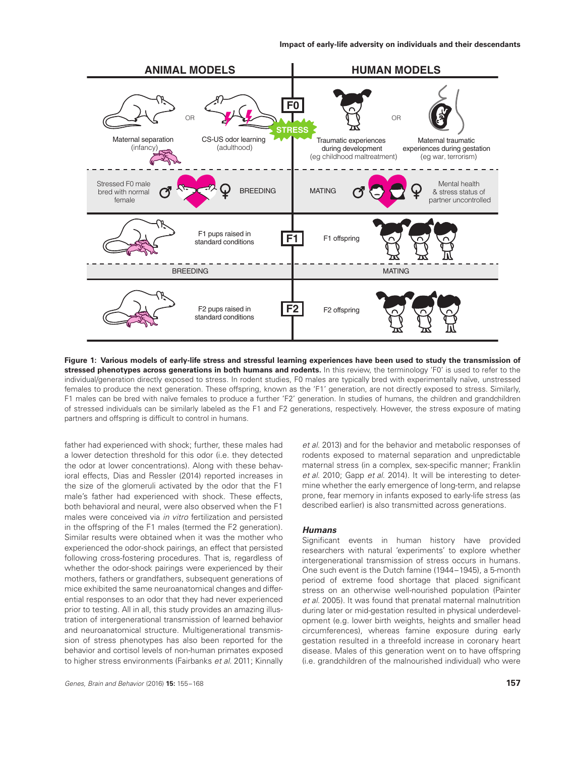**Figure 1: Various models of early-life stress and stressful learning experiences have been used to study the transmission of stressed phenotypes across generations in both humans and rodents.** In this review, the terminology 'F0' is used to refer to the individual/generation directly exposed to stress. In rodent studies, F0 males are typically bred with experimentally naïve, unstressed females to produce the next generation. These offspring, known as the 'F1' generation, are not directly exposed to stress. Similarly, F1 males can be bred with naïve females to produce a further 'F2' generation. In studies of humans, the children and grandchildren of stressed individuals can be similarly labeled as the F1 and F2 generations, respectively. However, the stress exposure of mating partners and offspring is difficult to control in humans.

father had experienced with shock; further, these males had a lower detection threshold for this odor (i.e. they detected the odor at lower concentrations). Along with these behavioral effects, Dias and Ressler (2014) reported increases in the size of the glomeruli activated by the odor that the F1 male's father had experienced with shock. These effects, both behavioral and neural, were also observed when the F1 males were conceived via *in vitro* fertilization and persisted in the offspring of the F1 males (termed the F2 generation). Similar results were obtained when it was the mother who experienced the odor-shock pairings, an effect that persisted following cross-fostering procedures. That is, regardless of whether the odor-shock pairings were experienced by their mothers, fathers or grandfathers, subsequent generations of mice exhibited the same neuroanatomical changes and differential responses to an odor that they had never experienced prior to testing. All in all, this study provides an amazing illustration of intergenerational transmission of learned behavior and neuroanatomical structure. Multigenerational transmission of stress phenotypes has also been reported for the behavior and cortisol levels of non-human primates exposed to higher stress environments (Fairbanks *et al.* 2011; Kinnally *et al.* 2013) and for the behavior and metabolic responses of rodents exposed to maternal separation and unpredictable maternal stress (in a complex, sex-specific manner; Franklin *et al.* 2010; Gapp *et al.* 2014). It will be interesting to determine whether the early emergence of long-term, and relapse prone, fear memory in infants exposed to early-life stress (as described earlier) is also transmitted across generations.

### *Humans*

Significant events in human history have provided researchers with natural 'experiments' to explore whether intergenerational transmission of stress occurs in humans. One such event is the Dutch famine (1944–1945), a 5-month period of extreme food shortage that placed significant stress on an otherwise well-nourished population (Painter *et al.* 2005). It was found that prenatal maternal malnutrition during later or mid-gestation resulted in physical underdevelopment (e.g. lower birth weights, heights and smaller head circumferences), whereas famine exposure during early gestation resulted in a threefold increase in coronary heart disease. Males of this generation went on to have offspring (i.e. grandchildren of the malnourished individual) who were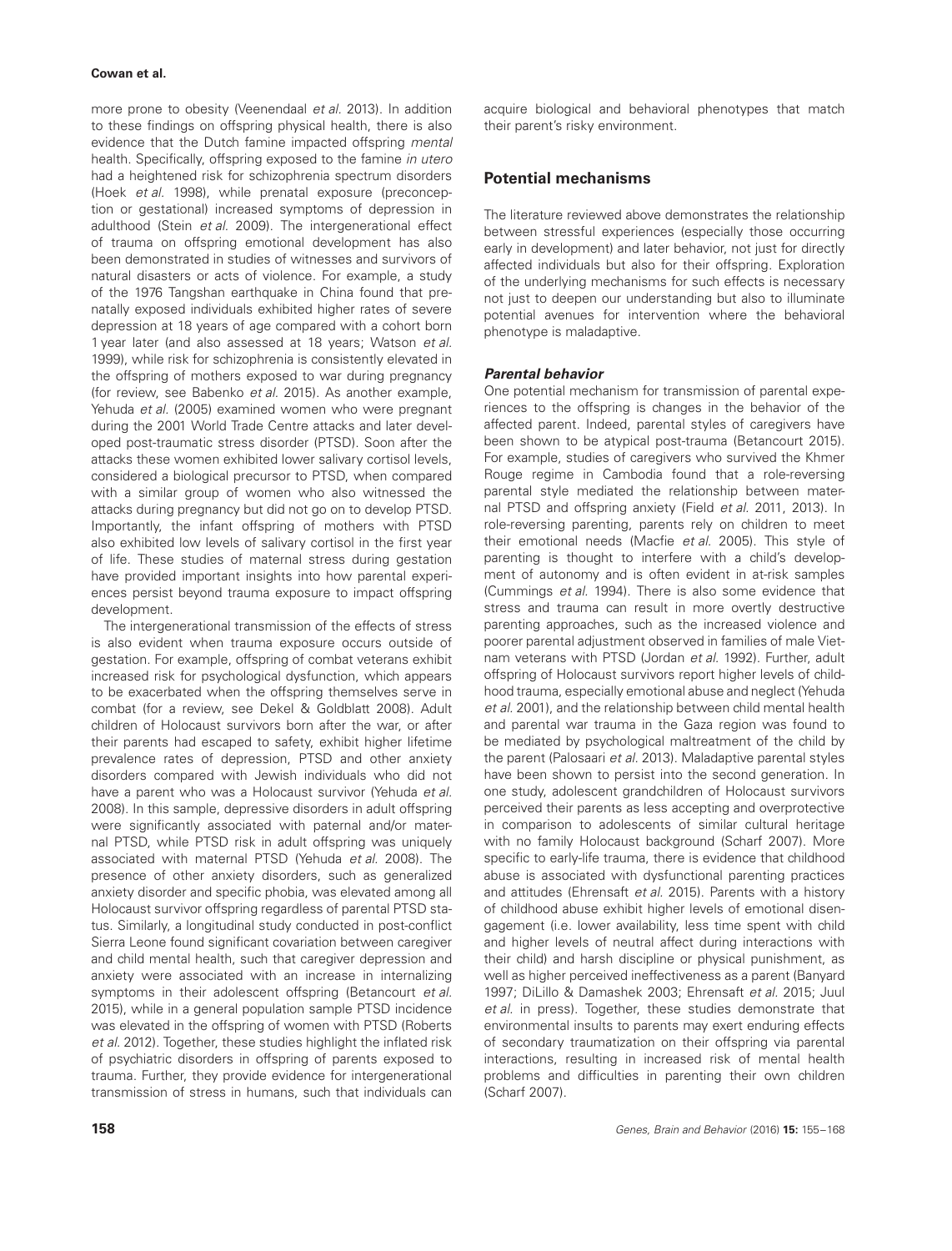more prone to obesity (Veenendaal *et al.* 2013). In addition to these findings on offspring physical health, there is also evidence that the Dutch famine impacted offspring *mental* health. Specifically, offspring exposed to the famine *in utero* had a heightened risk for schizophrenia spectrum disorders (Hoek *et al.* 1998), while prenatal exposure (preconception or gestational) increased symptoms of depression in adulthood (Stein *et al.* 2009). The intergenerational effect of trauma on offspring emotional development has also been demonstrated in studies of witnesses and survivors of natural disasters or acts of violence. For example, a study of the 1976 Tangshan earthquake in China found that prenatally exposed individuals exhibited higher rates of severe depression at 18 years of age compared with a cohort born 1 year later (and also assessed at 18 years; Watson *et al.* 1999), while risk for schizophrenia is consistently elevated in the offspring of mothers exposed to war during pregnancy (for review, see Babenko *et al.* 2015). As another example, Yehuda *et al.* (2005) examined women who were pregnant during the 2001 World Trade Centre attacks and later developed post-traumatic stress disorder (PTSD). Soon after the attacks these women exhibited lower salivary cortisol levels, considered a biological precursor to PTSD, when compared with a similar group of women who also witnessed the attacks during pregnancy but did not go on to develop PTSD. Importantly, the infant offspring of mothers with PTSD also exhibited low levels of salivary cortisol in the first year of life. These studies of maternal stress during gestation have provided important insights into how parental experiences persist beyond trauma exposure to impact offspring development.

The intergenerational transmission of the effects of stress is also evident when trauma exposure occurs outside of gestation. For example, offspring of combat veterans exhibit increased risk for psychological dysfunction, which appears to be exacerbated when the offspring themselves serve in combat (for a review, see Dekel & Goldblatt 2008). Adult children of Holocaust survivors born after the war, or after their parents had escaped to safety, exhibit higher lifetime prevalence rates of depression, PTSD and other anxiety disorders compared with Jewish individuals who did not have a parent who was a Holocaust survivor (Yehuda *et al.* 2008). In this sample, depressive disorders in adult offspring were significantly associated with paternal and/or maternal PTSD, while PTSD risk in adult offspring was uniquely associated with maternal PTSD (Yehuda *et al.* 2008). The presence of other anxiety disorders, such as generalized anxiety disorder and specific phobia, was elevated among all Holocaust survivor offspring regardless of parental PTSD status. Similarly, a longitudinal study conducted in post-conflict Sierra Leone found significant covariation between caregiver and child mental health, such that caregiver depression and anxiety were associated with an increase in internalizing symptoms in their adolescent offspring (Betancourt *et al.* 2015), while in a general population sample PTSD incidence was elevated in the offspring of women with PTSD (Roberts *et al.* 2012). Together, these studies highlight the inflated risk of psychiatric disorders in offspring of parents exposed to trauma. Further, they provide evidence for intergenerational transmission of stress in humans, such that individuals can acquire biological and behavioral phenotypes that match their parent's risky environment.

## Potential mechanisms

The literature reviewed above demonstrates the relationship between stressful experiences (especially those occurring early in development) and later behavior, not just for directly affected individuals but also for their offspring. Exploration of the underlying mechanisms for such effects is necessary not just to deepen our understanding but also to illuminate potential avenues for intervention where the behavioral phenotype is maladaptive.

### *Parental behavior*

One potential mechanism for transmission of parental experiences to the offspring is changes in the behavior of the affected parent. Indeed, parental styles of caregivers have been shown to be atypical post-trauma (Betancourt 2015). For example, studies of caregivers who survived the Khmer Rouge regime in Cambodia found that a role-reversing parental style mediated the relationship between maternal PTSD and offspring anxiety (Field *et al.* 2011, 2013). In role-reversing parenting, parents rely on children to meet their emotional needs (Macfie *et al.* 2005). This style of parenting is thought to interfere with a child's development of autonomy and is often evident in at-risk samples (Cummings *et al.* 1994). There is also some evidence that stress and trauma can result in more overtly destructive parenting approaches, such as the increased violence and poorer parental adjustment observed in families of male Vietnam veterans with PTSD (Jordan *et al.* 1992). Further, adult offspring of Holocaust survivors report higher levels of childhood trauma, especially emotional abuse and neglect (Yehuda *et al.* 2001), and the relationship between child mental health and parental war trauma in the Gaza region was found to be mediated by psychological maltreatment of the child by the parent (Palosaari *et al.* 2013). Maladaptive parental styles have been shown to persist into the second generation. In one study, adolescent grandchildren of Holocaust survivors perceived their parents as less accepting and overprotective in comparison to adolescents of similar cultural heritage with no family Holocaust background (Scharf 2007). More specific to early-life trauma, there is evidence that childhood abuse is associated with dysfunctional parenting practices and attitudes (Ehrensaft *et al.* 2015). Parents with a history of childhood abuse exhibit higher levels of emotional disengagement (i.e. lower availability, less time spent with child and higher levels of neutral affect during interactions with their child) and harsh discipline or physical punishment, as well as higher perceived ineffectiveness as a parent (Banyard 1997; DiLillo & Damashek 2003; Ehrensaft *et al.* 2015; Juul *et al.* in press). Together, these studies demonstrate that environmental insults to parents may exert enduring effects of secondary traumatization on their offspring via parental interactions, resulting in increased risk of mental health problems and difficulties in parenting their own children (Scharf 2007).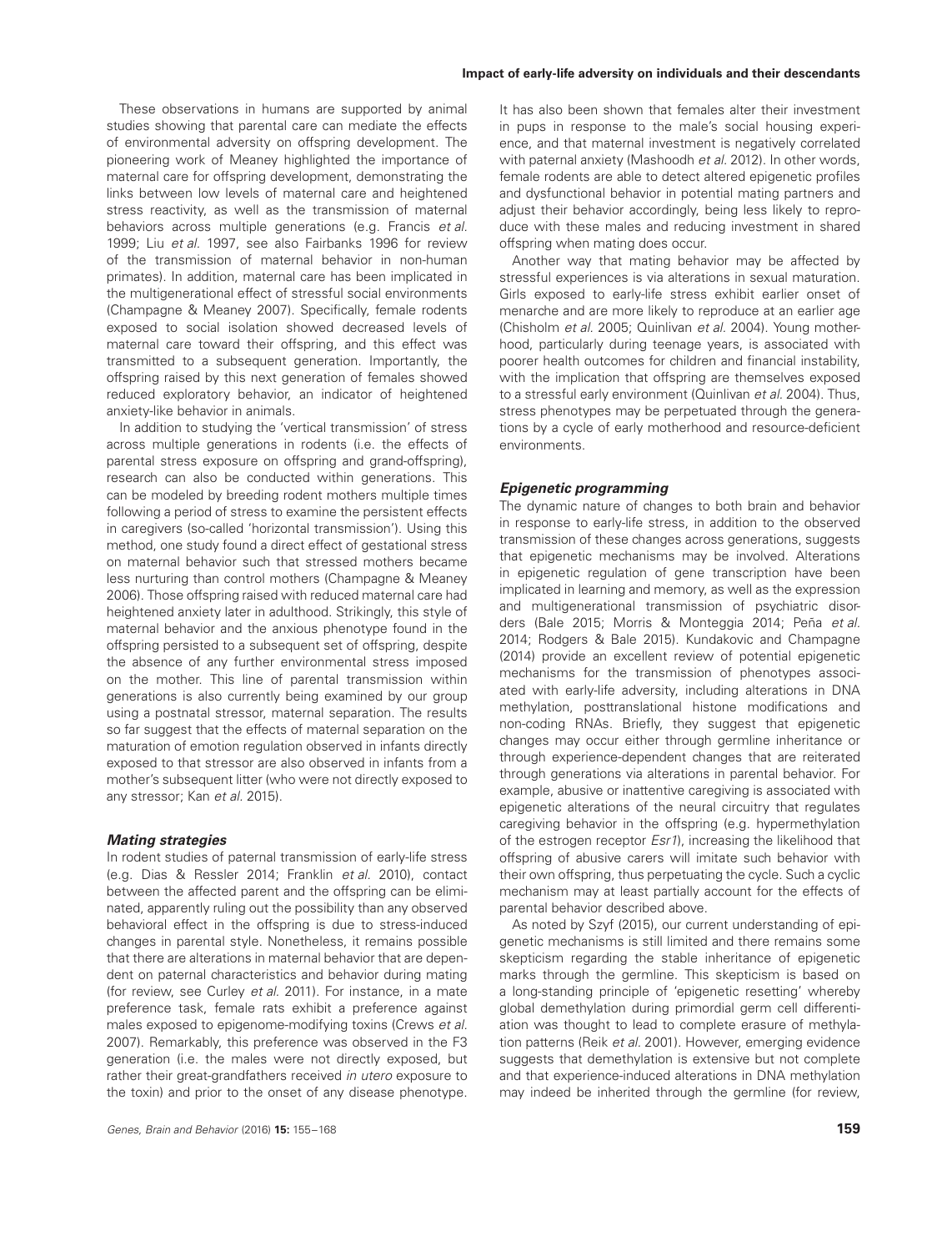These observations in humans are supported by animal studies showing that parental care can mediate the effects of environmental adversity on offspring development. The pioneering work of Meaney highlighted the importance of maternal care for offspring development, demonstrating the links between low levels of maternal care and heightened stress reactivity, as well as the transmission of maternal behaviors across multiple generations (e.g. Francis *et al.* 1999; Liu *et al.* 1997, see also Fairbanks 1996 for review of the transmission of maternal behavior in non-human primates). In addition, maternal care has been implicated in the multigenerational effect of stressful social environments (Champagne & Meaney 2007). Specifically, female rodents exposed to social isolation showed decreased levels of maternal care toward their offspring, and this effect was transmitted to a subsequent generation. Importantly, the offspring raised by this next generation of females showed reduced exploratory behavior, an indicator of heightened anxiety-like behavior in animals.

In addition to studying the 'vertical transmission' of stress across multiple generations in rodents (i.e. the effects of parental stress exposure on offspring and grand-offspring), research can also be conducted within generations. This can be modeled by breeding rodent mothers multiple times following a period of stress to examine the persistent effects in caregivers (so-called 'horizontal transmission'). Using this method, one study found a direct effect of gestational stress on maternal behavior such that stressed mothers became less nurturing than control mothers (Champagne & Meaney 2006). Those offspring raised with reduced maternal care had heightened anxiety later in adulthood. Strikingly, this style of maternal behavior and the anxious phenotype found in the offspring persisted to a subsequent set of offspring, despite the absence of any further environmental stress imposed on the mother. This line of parental transmission within generations is also currently being examined by our group using a postnatal stressor, maternal separation. The results so far suggest that the effects of maternal separation on the maturation of emotion regulation observed in infants directly exposed to that stressor are also observed in infants from a mother's subsequent litter (who were not directly exposed to any stressor; Kan *et al.* 2015).

### *Mating strategies*

In rodent studies of paternal transmission of early-life stress (e.g. Dias & Ressler 2014; Franklin *et al.* 2010), contact between the affected parent and the offspring can be eliminated, apparently ruling out the possibility than any observed behavioral effect in the offspring is due to stress-induced changes in parental style. Nonetheless, it remains possible that there are alterations in maternal behavior that are dependent on paternal characteristics and behavior during mating (for review, see Curley *et al.* 2011). For instance, in a mate preference task, female rats exhibit a preference against males exposed to epigenome-modifying toxins (Crews *et al.* 2007). Remarkably, this preference was observed in the F3 generation (i.e. the males were not directly exposed, but rather their great-grandfathers received *in utero* exposure to the toxin) and prior to the onset of any disease phenotype. It has also been shown that females alter their investment in pups in response to the male's social housing experience, and that maternal investment is negatively correlated with paternal anxiety (Mashoodh *et al.* 2012). In other words, female rodents are able to detect altered epigenetic profiles and dysfunctional behavior in potential mating partners and adjust their behavior accordingly, being less likely to reproduce with these males and reducing investment in shared offspring when mating does occur.

Another way that mating behavior may be affected by stressful experiences is via alterations in sexual maturation. Girls exposed to early-life stress exhibit earlier onset of menarche and are more likely to reproduce at an earlier age (Chisholm *et al.* 2005; Quinlivan *et al.* 2004). Young motherhood, particularly during teenage years, is associated with poorer health outcomes for children and financial instability, with the implication that offspring are themselves exposed to a stressful early environment (Quinlivan *et al.* 2004). Thus, stress phenotypes may be perpetuated through the generations by a cycle of early motherhood and resource-deficient environments.

### *Epigenetic programming*

The dynamic nature of changes to both brain and behavior in response to early-life stress, in addition to the observed transmission of these changes across generations, suggests that epigenetic mechanisms may be involved. Alterations in epigenetic regulation of gene transcription have been implicated in learning and memory, as well as the expression and multigenerational transmission of psychiatric disorders (Bale 2015; Morris & Monteggia 2014; Peña *et al.* 2014; Rodgers & Bale 2015). Kundakovic and Champagne (2014) provide an excellent review of potential epigenetic mechanisms for the transmission of phenotypes associated with early-life adversity, including alterations in DNA methylation, posttranslational histone modifications and non-coding RNAs. Briefly, they suggest that epigenetic changes may occur either through germline inheritance or through experience-dependent changes that are reiterated through generations via alterations in parental behavior. For example, abusive or inattentive caregiving is associated with epigenetic alterations of the neural circuitry that regulates caregiving behavior in the offspring (e.g. hypermethylation of the estrogen receptor *Esr1*), increasing the likelihood that offspring of abusive carers will imitate such behavior with their own offspring, thus perpetuating the cycle. Such a cyclic mechanism may at least partially account for the effects of parental behavior described above.

As noted by Szyf (2015), our current understanding of epigenetic mechanisms is still limited and there remains some skepticism regarding the stable inheritance of epigenetic marks through the germline. This skepticism is based on a long-standing principle of 'epigenetic resetting' whereby global demethylation during primordial germ cell differentiation was thought to lead to complete erasure of methylation patterns (Reik *et al.* 2001). However, emerging evidence suggests that demethylation is extensive but not complete and that experience-induced alterations in DNA methylation may indeed be inherited through the germline (for review,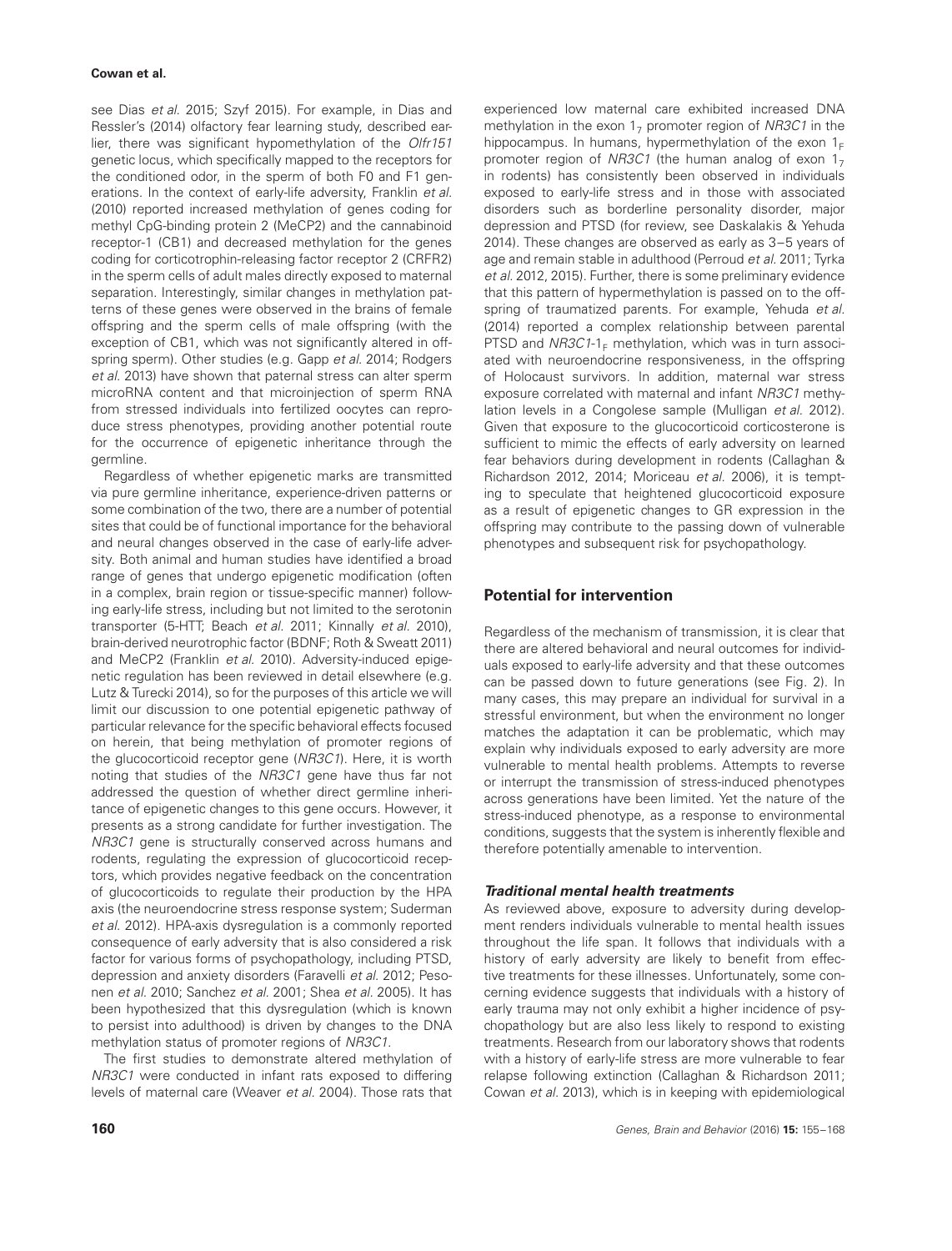see Dias *et al.* 2015; Szyf 2015). For example, in Dias and Ressler's (2014) olfactory fear learning study, described earlier, there was significant hypomethylation of the *Olfr151* genetic locus, which specifically mapped to the receptors for the conditioned odor, in the sperm of both F0 and F1 generations. In the context of early-life adversity, Franklin *et al.* (2010) reported increased methylation of genes coding for methyl CpG-binding protein 2 (MeCP2) and the cannabinoid receptor-1 (CB1) and decreased methylation for the genes coding for corticotrophin-releasing factor receptor 2 (CRFR2) in the sperm cells of adult males directly exposed to maternal separation. Interestingly, similar changes in methylation patterns of these genes were observed in the brains of female offspring and the sperm cells of male offspring (with the exception of CB1, which was not significantly altered in offspring sperm). Other studies (e.g. Gapp *et al.* 2014; Rodgers *et al.* 2013) have shown that paternal stress can alter sperm microRNA content and that microinjection of sperm RNA from stressed individuals into fertilized oocytes can reproduce stress phenotypes, providing another potential route for the occurrence of epigenetic inheritance through the germline.

Regardless of whether epigenetic marks are transmitted via pure germline inheritance, experience-driven patterns or some combination of the two, there are a number of potential sites that could be of functional importance for the behavioral and neural changes observed in the case of early-life adversity. Both animal and human studies have identified a broad range of genes that undergo epigenetic modification (often in a complex, brain region or tissue-specific manner) following early-life stress, including but not limited to the serotonin transporter (5-HTT; Beach *et al.* 2011; Kinnally *et al.* 2010), brain-derived neurotrophic factor (BDNF; Roth & Sweatt 2011) and MeCP2 (Franklin *et al.* 2010). Adversity-induced epigenetic regulation has been reviewed in detail elsewhere (e.g. Lutz & Turecki 2014), so for the purposes of this article we will limit our discussion to one potential epigenetic pathway of particular relevance for the specific behavioral effects focused on herein, that being methylation of promoter regions of the glucocorticoid receptor gene (*NR3C1*). Here, it is worth noting that studies of the *NR3C1* gene have thus far not addressed the question of whether direct germline inheritance of epigenetic changes to this gene occurs. However, it presents as a strong candidate for further investigation. The *NR3C1* gene is structurally conserved across humans and rodents, regulating the expression of glucocorticoid receptors, which provides negative feedback on the concentration of glucocorticoids to regulate their production by the HPA axis (the neuroendocrine stress response system; Suderman *et al.* 2012). HPA-axis dysregulation is a commonly reported consequence of early adversity that is also considered a risk factor for various forms of psychopathology, including PTSD, depression and anxiety disorders (Faravelli *et al.* 2012; Pesonen *et al.* 2010; Sanchez *et al.* 2001; Shea *et al.* 2005). It has been hypothesized that this dysregulation (which is known to persist into adulthood) is driven by changes to the DNA methylation status of promoter regions of *NR3C1*.

The first studies to demonstrate altered methylation of *NR3C1* were conducted in infant rats exposed to differing levels of maternal care (Weaver *et al.* 2004). Those rats that experienced low maternal care exhibited increased DNA methylation in the exon $1_7$ promoter region of *NR3C1* in the hippocampus. In humans, hypermethylation of the exon $1_F$ promoter region of *NR3C1* (the human analog of exon $1_7$ in rodents) has consistently been observed in individuals exposed to early-life stress and in those with associated disorders such as borderline personality disorder, major depression and PTSD (for review, see Daskalakis & Yehuda 2014). These changes are observed as early as 3–5 years of age and remain stable in adulthood (Perroud *et al.* 2011; Tyrka *et al.* 2012, 2015). Further, there is some preliminary evidence that this pattern of hypermethylation is passed on to the offspring of traumatized parents. For example, Yehuda *et al.* (2014) reported a complex relationship between parental PTSD and *NR3C1*-$1_F$ methylation, which was in turn associated with neuroendocrine responsiveness, in the offspring of Holocaust survivors. In addition, maternal war stress exposure correlated with maternal and infant *NR3C1* methylation levels in a Congolese sample (Mulligan *et al.* 2012). Given that exposure to the glucocorticoid corticosterone is sufficient to mimic the effects of early adversity on learned fear behaviors during development in rodents (Callaghan & Richardson 2012, 2014; Moriceau *et al.* 2006), it is tempting to speculate that heightened glucocorticoid exposure as a result of epigenetic changes to GR expression in the offspring may contribute to the passing down of vulnerable phenotypes and subsequent risk for psychopathology.

## Potential for intervention

Regardless of the mechanism of transmission, it is clear that there are altered behavioral and neural outcomes for individuals exposed to early-life adversity and that these outcomes can be passed down to future generations (see Fig. 2). In many cases, this may prepare an individual for survival in a stressful environment, but when the environment no longer matches the adaptation it can be problematic, which may explain why individuals exposed to early adversity are more vulnerable to mental health problems. Attempts to reverse or interrupt the transmission of stress-induced phenotypes across generations have been limited. Yet the nature of the stress-induced phenotype, as a response to environmental conditions, suggests that the system is inherently flexible and therefore potentially amenable to intervention.

### *Traditional mental health treatments*

As reviewed above, exposure to adversity during development renders individuals vulnerable to mental health issues throughout the life span. It follows that individuals with a history of early adversity are likely to benefit from effective treatments for these illnesses. Unfortunately, some concerning evidence suggests that individuals with a history of early trauma may not only exhibit a higher incidence of psychopathology but are also less likely to respond to existing treatments. Research from our laboratory shows that rodents with a history of early-life stress are more vulnerable to fear relapse following extinction (Callaghan & Richardson 2011; Cowan *et al.* 2013), which is in keeping with epidemiological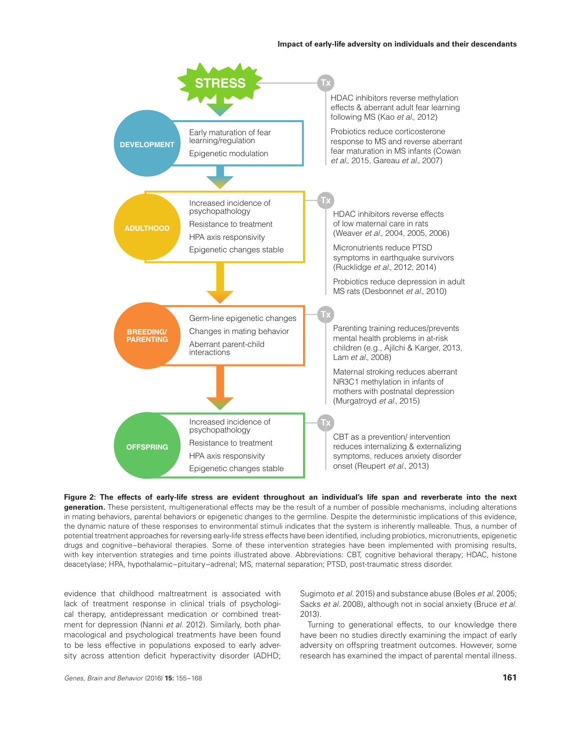**STRESS**

**DEVELOPMENT**
- Early maturation of fear learning/regulation
- Epigenetic modulation

**Tx**
- HDAC inhibitors reverse methylation effects & aberrant adult fear learning following MS (Kao *et al*., 2012)
- Probiotics reduce corticosterone response to MS and reverse aberrant fear maturation in MS infants (Cowan *et al*., 2015, Gareau *et al*., 2007)

**ADULTHOOD**
- Increased incidence of psychopathology
- Resistance to treatment
- HPA axis responsivity
- Epigenetic changes stable

**Tx**
- HDAC inhibitors reverse effects of low maternal care in rats (Weaver *et al*., 2004, 2005, 2006)
- Micronutrients reduce PTSD symptoms in earthquake survivors (Rucklidge *et al*., 2012, 2014)
- Probiotics reduce depression in adult MS rats (Desbonnet *et al*., 2010)

**BREEDING/ PARENTING**
- Germ-line epigenetic changes
- Changes in mating behavior
- Aberrant parent-child interactions

**Tx**
- Parenting training reduces/prevents mental health problems in at-risk children (e.g., Ajilchi & Karger, 2013, Lam *et al*., 2008)
- Maternal stroking reduces aberrant NR3C1 methylation in infants of mothers with postnatal depression (Murgatroyd *et al*., 2015)

**OFFSPRING**
- Increased incidence of psychopathology
- Resistance to treatment
- HPA axis responsivity
- Epigenetic changes stable

**Tx**
- CBT as a prevention/ intervention reduces internalizing & externalizing symptoms, reduces anxiety disorder onset (Reupert *et al*., 2013)

**Figure 2: The effects of early-life stress are evident throughout an individual's life span and reverberate into the next generation.** These persistent, multigenerational effects may be the result of a number of possible mechanisms, including alterations in mating behaviors, parental behaviors or epigenetic changes to the germline. Despite the deterministic implications of this evidence, the dynamic nature of these responses to environmental stimuli indicates that the system is inherently malleable. Thus, a number of potential treatment approaches for reversing early-life stress effects have been identified, including probiotics, micronutrients, epigenetic drugs and cognitive–behavioral therapies. Some of these intervention strategies have been implemented with promising results, with key intervention strategies and time points illustrated above. Abbreviations: CBT, cognitive behavioral therapy; HDAC, histone deacetylase; HPA, hypothalamic–pituitary–adrenal; MS, maternal separation; PTSD, post-traumatic stress disorder.

evidence that childhood maltreatment is associated with lack of treatment response in clinical trials of psychological therapy, antidepressant medication or combined treatment for depression (Nanni *et al.* 2012). Similarly, both pharmacological and psychological treatments have been found to be less effective in populations exposed to early adversity across attention deficit hyperactivity disorder (ADHD; Sugimoto *et al.* 2015) and substance abuse (Boles *et al.* 2005; Sacks *et al.* 2008), although not in social anxiety (Bruce *et al.* 2013).

Turning to generational effects, to our knowledge there have been no studies directly examining the impact of early adversity on offspring treatment outcomes. However, some research has examined the impact of parental mental illness.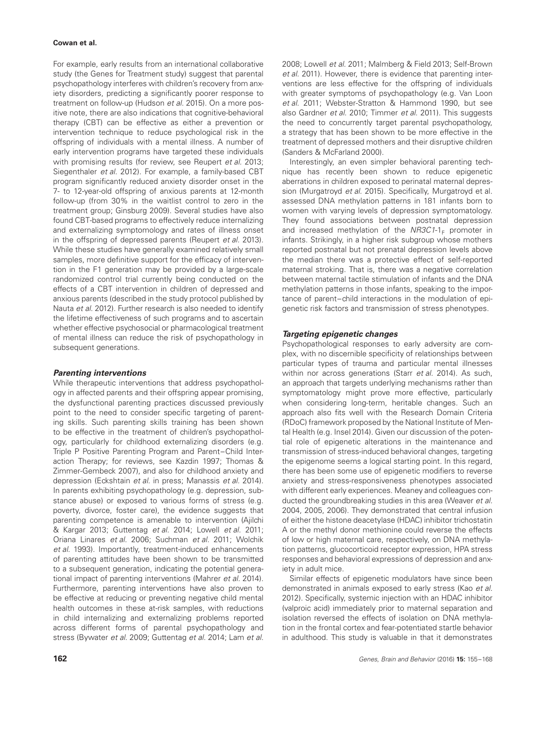For example, early results from an international collaborative study (the Genes for Treatment study) suggest that parental psychopathology interferes with children's recovery from anxiety disorders, predicting a significantly poorer response to treatment on follow-up (Hudson *et al.* 2015). On a more positive note, there are also indications that cognitive-behavioral therapy (CBT) can be effective as either a prevention or intervention technique to reduce psychological risk in the offspring of individuals with a mental illness. A number of early intervention programs have targeted these individuals with promising results (for review, see Reupert *et al.* 2013; Siegenthaler *et al.* 2012). For example, a family-based CBT program significantly reduced anxiety disorder onset in the 7- to 12-year-old offspring of anxious parents at 12-month follow-up (from 30% in the waitlist control to zero in the treatment group; Ginsburg 2009). Several studies have also found CBT-based programs to effectively reduce internalizing and externalizing symptomology and rates of illness onset in the offspring of depressed parents (Reupert *et al.* 2013). While these studies have generally examined relatively small samples, more definitive support for the efficacy of intervention in the F1 generation may be provided by a large-scale randomized control trial currently being conducted on the effects of a CBT intervention in children of depressed and anxious parents (described in the study protocol published by Nauta *et al.* 2012). Further research is also needed to identify the lifetime effectiveness of such programs and to ascertain whether effective psychosocial or pharmacological treatment of mental illness can reduce the risk of psychopathology in subsequent generations.

### *Parenting interventions*

While therapeutic interventions that address psychopathology in affected parents and their offspring appear promising, the dysfunctional parenting practices discussed previously point to the need to consider specific targeting of parenting skills. Such parenting skills training has been shown to be effective in the treatment of children's psychopathology, particularly for childhood externalizing disorders (e.g. Triple P Positive Parenting Program and Parent–Child Interaction Therapy; for reviews, see Kazdin 1997; Thomas & Zimmer-Gembeck 2007), and also for childhood anxiety and depression (Eckshtain *et al.* in press; Manassis *et al.* 2014). In parents exhibiting psychopathology (e.g. depression, substance abuse) or exposed to various forms of stress (e.g. poverty, divorce, foster care), the evidence suggests that parenting competence is amenable to intervention (Ajilchi & Kargar 2013; Guttentag *et al.* 2014; Lowell *et al.* 2011; Oriana Linares *et al.* 2006; Suchman *et al.* 2011; Wolchik *et al.* 1993). Importantly, treatment-induced enhancements of parenting attitudes have been shown to be transmitted to a subsequent generation, indicating the potential generational impact of parenting interventions (Mahrer *et al.* 2014). Furthermore, parenting interventions have also proven to be effective at reducing or preventing negative child mental health outcomes in these at-risk samples, with reductions in child internalizing and externalizing problems reported across different forms of parental psychopathology and stress (Bywater *et al.* 2009; Guttentag *et al.* 2014; Lam *et al.* 2008; Lowell *et al.* 2011; Malmberg & Field 2013; Self-Brown *et al.* 2011). However, there is evidence that parenting interventions are less effective for the offspring of individuals with greater symptoms of psychopathology (e.g. Van Loon *et al.* 2011; Webster-Stratton & Hammond 1990, but see also Gardner *et al.* 2010; Timmer *et al.* 2011). This suggests the need to concurrently target parental psychopathology, a strategy that has been shown to be more effective in the treatment of depressed mothers and their disruptive children (Sanders & McFarland 2000).

Interestingly, an even simpler behavioral parenting technique has recently been shown to reduce epigenetic aberrations in children exposed to perinatal maternal depression (Murgatroyd *et al.* 2015). Specifically, Murgatroyd et al. assessed DNA methylation patterns in 181 infants born to women with varying levels of depression symptomatology. They found associations between postnatal depression and increased methylation of the *NR3C1*-$1_F$ promoter in infants. Strikingly, in a higher risk subgroup whose mothers reported postnatal but not prenatal depression levels above the median there was a protective effect of self-reported maternal stroking. That is, there was a negative correlation between maternal tactile stimulation of infants and the DNA methylation patterns in those infants, speaking to the importance of parent–child interactions in the modulation of epigenetic risk factors and transmission of stress phenotypes.

### *Targeting epigenetic changes*

Psychopathological responses to early adversity are complex, with no discernible specificity of relationships between particular types of trauma and particular mental illnesses within nor across generations (Starr *et al.* 2014). As such, an approach that targets underlying mechanisms rather than symptomatology might prove more effective, particularly when considering long-term, heritable changes. Such an approach also fits well with the Research Domain Criteria (RDoC) framework proposed by the National Institute of Mental Health (e.g. Insel 2014). Given our discussion of the potential role of epigenetic alterations in the maintenance and transmission of stress-induced behavioral changes, targeting the epigenome seems a logical starting point. In this regard, there has been some use of epigenetic modifiers to reverse anxiety and stress-responsiveness phenotypes associated with different early experiences. Meaney and colleagues conducted the groundbreaking studies in this area (Weaver *et al.* 2004, 2005, 2006). They demonstrated that central infusion of either the histone deacetylase (HDAC) inhibitor trichostatin A or the methyl donor methionine could reverse the effects of low or high maternal care, respectively, on DNA methylation patterns, glucocorticoid receptor expression, HPA stress responses and behavioral expressions of depression and anxiety in adult mice.

Similar effects of epigenetic modulators have since been demonstrated in animals exposed to early stress (Kao *et al.* 2012). Specifically, systemic injection with an HDAC inhibitor (valproic acid) immediately prior to maternal separation and isolation reversed the effects of isolation on DNA methylation in the frontal cortex and fear-potentiated startle behavior in adulthood. This study is valuable in that it demonstrates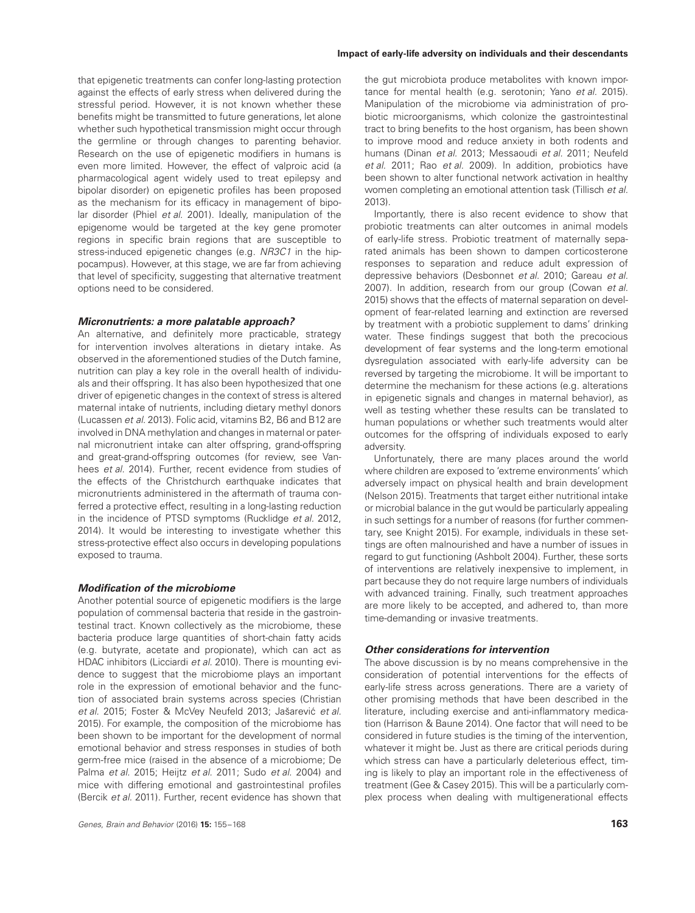that epigenetic treatments can confer long-lasting protection against the effects of early stress when delivered during the stressful period. However, it is not known whether these benefits might be transmitted to future generations, let alone whether such hypothetical transmission might occur through the germline or through changes to parenting behavior. Research on the use of epigenetic modifiers in humans is even more limited. However, the effect of valproic acid (a pharmacological agent widely used to treat epilepsy and bipolar disorder) on epigenetic profiles has been proposed as the mechanism for its efficacy in management of bipolar disorder (Phiel *et al.* 2001). Ideally, manipulation of the epigenome would be targeted at the key gene promoter regions in specific brain regions that are susceptible to stress-induced epigenetic changes (e.g. *NR3C1* in the hippocampus). However, at this stage, we are far from achieving that level of specificity, suggesting that alternative treatment options need to be considered.

### *Micronutrients: a more palatable approach?*

An alternative, and definitely more practicable, strategy for intervention involves alterations in dietary intake. As observed in the aforementioned studies of the Dutch famine, nutrition can play a key role in the overall health of individuals and their offspring. It has also been hypothesized that one driver of epigenetic changes in the context of stress is altered maternal intake of nutrients, including dietary methyl donors (Lucassen *et al.* 2013). Folic acid, vitamins B2, B6 and B12 are involved in DNA methylation and changes in maternal or paternal micronutrient intake can alter offspring, grand-offspring and great-grand-offspring outcomes (for review, see Vanhees *et al.* 2014). Further, recent evidence from studies of the effects of the Christchurch earthquake indicates that micronutrients administered in the aftermath of trauma conferred a protective effect, resulting in a long-lasting reduction in the incidence of PTSD symptoms (Rucklidge *et al.* 2012, 2014). It would be interesting to investigate whether this stress-protective effect also occurs in developing populations exposed to trauma.

### *Modification of the microbiome*

Another potential source of epigenetic modifiers is the large population of commensal bacteria that reside in the gastrointestinal tract. Known collectively as the microbiome, these bacteria produce large quantities of short-chain fatty acids (e.g. butyrate, acetate and propionate), which can act as HDAC inhibitors (Licciardi *et al.* 2010). There is mounting evidence to suggest that the microbiome plays an important role in the expression of emotional behavior and the function of associated brain systems across species (Christian *et al.* 2015; Foster & McVey Neufeld 2013; Jašarević *et al.* 2015). For example, the composition of the microbiome has been shown to be important for the development of normal emotional behavior and stress responses in studies of both germ-free mice (raised in the absence of a microbiome; De Palma *et al.* 2015; Heijtz *et al.* 2011; Sudo *et al.* 2004) and mice with differing emotional and gastrointestinal profiles (Bercik *et al.* 2011). Further, recent evidence has shown that the gut microbiota produce metabolites with known importance for mental health (e.g. serotonin; Yano *et al.* 2015). Manipulation of the microbiome via administration of probiotic microorganisms, which colonize the gastrointestinal tract to bring benefits to the host organism, has been shown to improve mood and reduce anxiety in both rodents and humans (Dinan *et al.* 2013; Messaoudi *et al.* 2011; Neufeld *et al.* 2011; Rao *et al.* 2009). In addition, probiotics have been shown to alter functional network activation in healthy women completing an emotional attention task (Tillisch *et al.* 2013).

Importantly, there is also recent evidence to show that probiotic treatments can alter outcomes in animal models of early-life stress. Probiotic treatment of maternally separated animals has been shown to dampen corticosterone responses to separation and reduce adult expression of depressive behaviors (Desbonnet *et al.* 2010; Gareau *et al.* 2007). In addition, research from our group (Cowan *et al.* 2015) shows that the effects of maternal separation on development of fear-related learning and extinction are reversed by treatment with a probiotic supplement to dams' drinking water. These findings suggest that both the precocious development of fear systems and the long-term emotional dysregulation associated with early-life adversity can be reversed by targeting the microbiome. It will be important to determine the mechanism for these actions (e.g. alterations in epigenetic signals and changes in maternal behavior), as well as testing whether these results can be translated to human populations or whether such treatments would alter outcomes for the offspring of individuals exposed to early adversity.

Unfortunately, there are many places around the world where children are exposed to 'extreme environments' which adversely impact on physical health and brain development (Nelson 2015). Treatments that target either nutritional intake or microbial balance in the gut would be particularly appealing in such settings for a number of reasons (for further commentary, see Knight 2015). For example, individuals in these settings are often malnourished and have a number of issues in regard to gut functioning (Ashbolt 2004). Further, these sorts of interventions are relatively inexpensive to implement, in part because they do not require large numbers of individuals with advanced training. Finally, such treatment approaches are more likely to be accepted, and adhered to, than more time-demanding or invasive treatments.

### *Other considerations for intervention*

The above discussion is by no means comprehensive in the consideration of potential interventions for the effects of early-life stress across generations. There are a variety of other promising methods that have been described in the literature, including exercise and anti-inflammatory medication (Harrison & Baune 2014). One factor that will need to be considered in future studies is the timing of the intervention, whatever it might be. Just as there are critical periods during which stress can have a particularly deleterious effect, timing is likely to play an important role in the effectiveness of treatment (Gee & Casey 2015). This will be a particularly complex process when dealing with multigenerational effects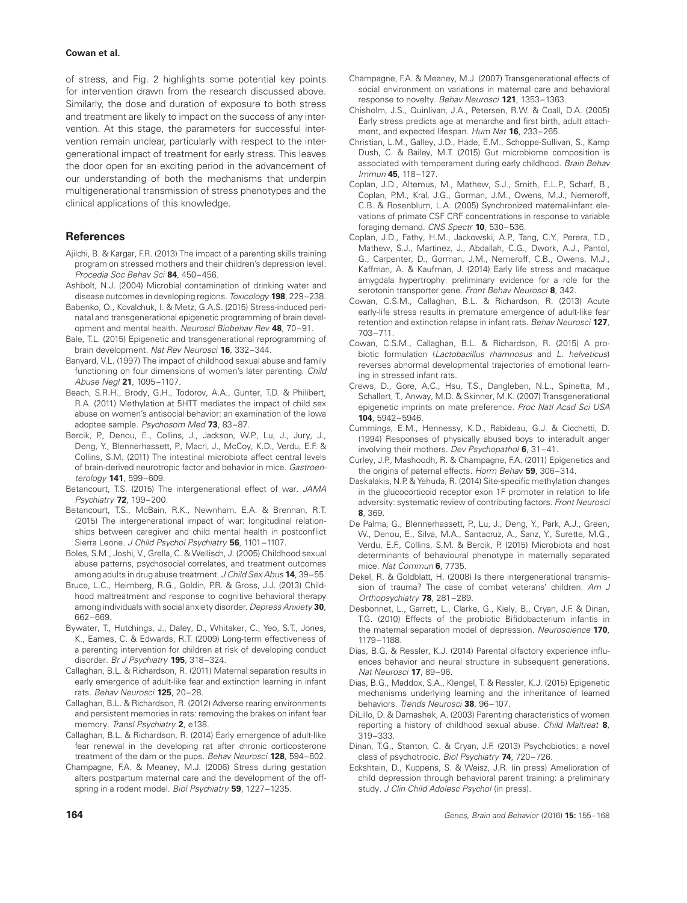of stress, and Fig. 2 highlights some potential key points for intervention drawn from the research discussed above. Similarly, the dose and duration of exposure to both stress and treatment are likely to impact on the success of any intervention. At this stage, the parameters for successful intervention remain unclear, particularly with respect to the intergenerational impact of treatment for early stress. This leaves the door open for an exciting period in the advancement of our understanding of both the mechanisms that underpin multigenerational transmission of stress phenotypes and the clinical applications of this knowledge.

## References

Ajilchi, B. & Kargar, F.R. (2013) The impact of a parenting skills training program on stressed mothers and their children's depression level. *Procedia Soc Behav Sci* **84**, 450–456.

Ashbolt, N.J. (2004) Microbial contamination of drinking water and disease outcomes in developing regions. *Toxicology* **198**, 229–238.

Babenko, O., Kovalchuk, I. & Metz, G.A.S. (2015) Stress-induced perinatal and transgenerational epigenetic programming of brain development and mental health. *Neurosci Biobehav Rev* **48**, 70–91.

Bale, T.L. (2015) Epigenetic and transgenerational reprogramming of brain development. *Nat Rev Neurosci* **16**, 332–344.

Banyard, V.L. (1997) The impact of childhood sexual abuse and family functioning on four dimensions of women's later parenting. *Child Abuse Negl* **21**, 1095–1107.

Beach, S.R.H., Brody, G.H., Todorov, A.A., Gunter, T.D. & Philibert, R.A. (2011) Methylation at 5HTT mediates the impact of child sex abuse on women's antisocial behavior: an examination of the Iowa adoptee sample. *Psychosom Med* **73**, 83–87.

Bercik, P., Denou, E., Collins, J., Jackson, W.P., Lu, J., Jury, J., Deng, Y., Blennerhassett, P., Macri, J., McCoy, K.D., Verdu, E.F. & Collins, S.M. (2011) The intestinal microbiota affect central levels of brain-derived neurotropic factor and behavior in mice. *Gastroenterology* **141**, 599–609.

Betancourt, T.S. (2015) The intergenerational effect of war. *JAMA Psychiatry* **72**, 199–200.

Betancourt, T.S., McBain, R.K., Newnham, E.A. & Brennan, R.T. (2015) The intergenerational impact of war: longitudinal relationships between caregiver and child mental health in postconflict Sierra Leone. *J Child Psychol Psychiatry* **56**, 1101–1107.

Boles, S.M., Joshi, V., Grella, C. & Wellisch, J. (2005) Childhood sexual abuse patterns, psychosocial correlates, and treatment outcomes among adults in drug abuse treatment. *J Child Sex Abus* **14**, 39–55.

Bruce, L.C., Heimberg, R.G., Goldin, P.R. & Gross, J.J. (2013) Childhood maltreatment and response to cognitive behavioral therapy among individuals with social anxiety disorder. *Depress Anxiety* **30**, 662–669.

Bywater, T., Hutchings, J., Daley, D., Whitaker, C., Yeo, S.T., Jones, K., Eames, C. & Edwards, R.T. (2009) Long-term effectiveness of a parenting intervention for children at risk of developing conduct disorder. *Br J Psychiatry* **195**, 318–324.

Callaghan, B.L. & Richardson, R. (2011) Maternal separation results in early emergence of adult-like fear and extinction learning in infant rats. *Behav Neurosci* **125**, 20–28.

Callaghan, B.L. & Richardson, R. (2012) Adverse rearing environments and persistent memories in rats: removing the brakes on infant fear memory. *Transl Psychiatry* **2**, e138.

Callaghan, B.L. & Richardson, R. (2014) Early emergence of adult-like fear renewal in the developing rat after chronic corticosterone treatment of the dam or the pups. *Behav Neurosci* **128**, 594–602.

Champagne, F.A. & Meaney, M.J. (2006) Stress during gestation alters postpartum maternal care and the development of the offspring in a rodent model. *Biol Psychiatry* **59**, 1227–1235.

Champagne, F.A. & Meaney, M.J. (2007) Transgenerational effects of social environment on variations in maternal care and behavioral response to novelty. *Behav Neurosci* **121**, 1353–1363.

Chisholm, J.S., Quinlivan, J.A., Petersen, R.W. & Coall, D.A. (2005) Early stress predicts age at menarche and first birth, adult attachment, and expected lifespan. *Hum Nat* **16**, 233–265.

Christian, L.M., Galley, J.D., Hade, E.M., Schoppe-Sullivan, S., Kamp Dush, C. & Bailey, M.T. (2015) Gut microbiome composition is associated with temperament during early childhood. *Brain Behav Immun* **45**, 118–127.

Coplan, J.D., Altemus, M., Mathew, S.J., Smith, E.L.P., Scharf, B., Coplan, P.M., Kral, J.G., Gorman, J.M., Owens, M.J., Nemeroff, C.B. & Rosenblum, L.A. (2005) Synchronized maternal-infant elevations of primate CSF CRF concentrations in response to variable foraging demand. *CNS Spectr* **10**, 530–536.

Coplan, J.D., Fathy, H.M., Jackowski, A.P., Tang, C.Y., Perera, T.D., Mathew, S.J., Martinez, J., Abdallah, C.G., Dwork, A.J., Pantol, G., Carpenter, D., Gorman, J.M., Nemeroff, C.B., Owens, M.J., Kaffman, A. & Kaufman, J. (2014) Early life stress and macaque amygdala hypertrophy: preliminary evidence for a role for the serotonin transporter gene. *Front Behav Neurosci* **8**, 342.

Cowan, C.S.M., Callaghan, B.L. & Richardson, R. (2013) Acute early-life stress results in premature emergence of adult-like fear retention and extinction relapse in infant rats. *Behav Neurosci* **127**, 703–711.

Cowan, C.S.M., Callaghan, B.L. & Richardson, R. (2015) A probiotic formulation (*Lactobacillus rhamnosus* and *L. helveticus*) reverses abnormal developmental trajectories of emotional learning in stressed infant rats.

Crews, D., Gore, A.C., Hsu, T.S., Dangleben, N.L., Spinetta, M., Schallert, T., Anway, M.D. & Skinner, M.K. (2007) Transgenerational epigenetic imprints on mate preference. *Proc Natl Acad Sci USA* **104**, 5942–5946.

Cummings, E.M., Hennessy, K.D., Rabideau, G.J. & Cicchetti, D. (1994) Responses of physically abused boys to interadult anger involving their mothers. *Dev Psychopathol* **6**, 31–41.

Curley, J.P., Mashoodh, R. & Champagne, F.A. (2011) Epigenetics and the origins of paternal effects. *Horm Behav* **59**, 306–314.

Daskalakis, N.P. & Yehuda, R. (2014) Site-specific methylation changes in the glucocorticoid receptor exon 1F promoter in relation to life adversity: systematic review of contributing factors. *Front Neurosci* **8**, 369.

De Palma, G., Blennerhassett, P., Lu, J., Deng, Y., Park, A.J., Green, W., Denou, E., Silva, M.A., Santacruz, A., Sanz, Y., Surette, M.G., Verdu, E.F., Collins, S.M. & Bercik, P. (2015) Microbiota and host determinants of behavioural phenotype in maternally separated mice. *Nat Commun* **6**, 7735.

Dekel, R. & Goldblatt, H. (2008) Is there intergenerational transmission of trauma? The case of combat veterans' children. *Am J Orthopsychiatry* **78**, 281–289.

Desbonnet, L., Garrett, L., Clarke, G., Kiely, B., Cryan, J.F. & Dinan, T.G. (2010) Effects of the probiotic Bifidobacterium infantis in the maternal separation model of depression. *Neuroscience* **170**, 1179–1188.

Dias, B.G. & Ressler, K.J. (2014) Parental olfactory experience influences behavior and neural structure in subsequent generations. *Nat Neurosci* **17**, 89–96.

Dias, B.G., Maddox, S.A., Klengel, T. & Ressler, K.J. (2015) Epigenetic mechanisms underlying learning and the inheritance of learned behaviors. *Trends Neurosci* **38**, 96–107.

DiLillo, D. & Damashek, A. (2003) Parenting characteristics of women reporting a history of childhood sexual abuse. *Child Maltreat* **8**, 319–333.

Dinan, T.G., Stanton, C. & Cryan, J.F. (2013) Psychobiotics: a novel class of psychotropic. *Biol Psychiatry* **74**, 720–726.

Eckshtain, D., Kuppens, S. & Weisz, J.R. (in press) Amelioration of child depression through behavioral parent training: a preliminary study. *J Clin Child Adolesc Psychol* (in press).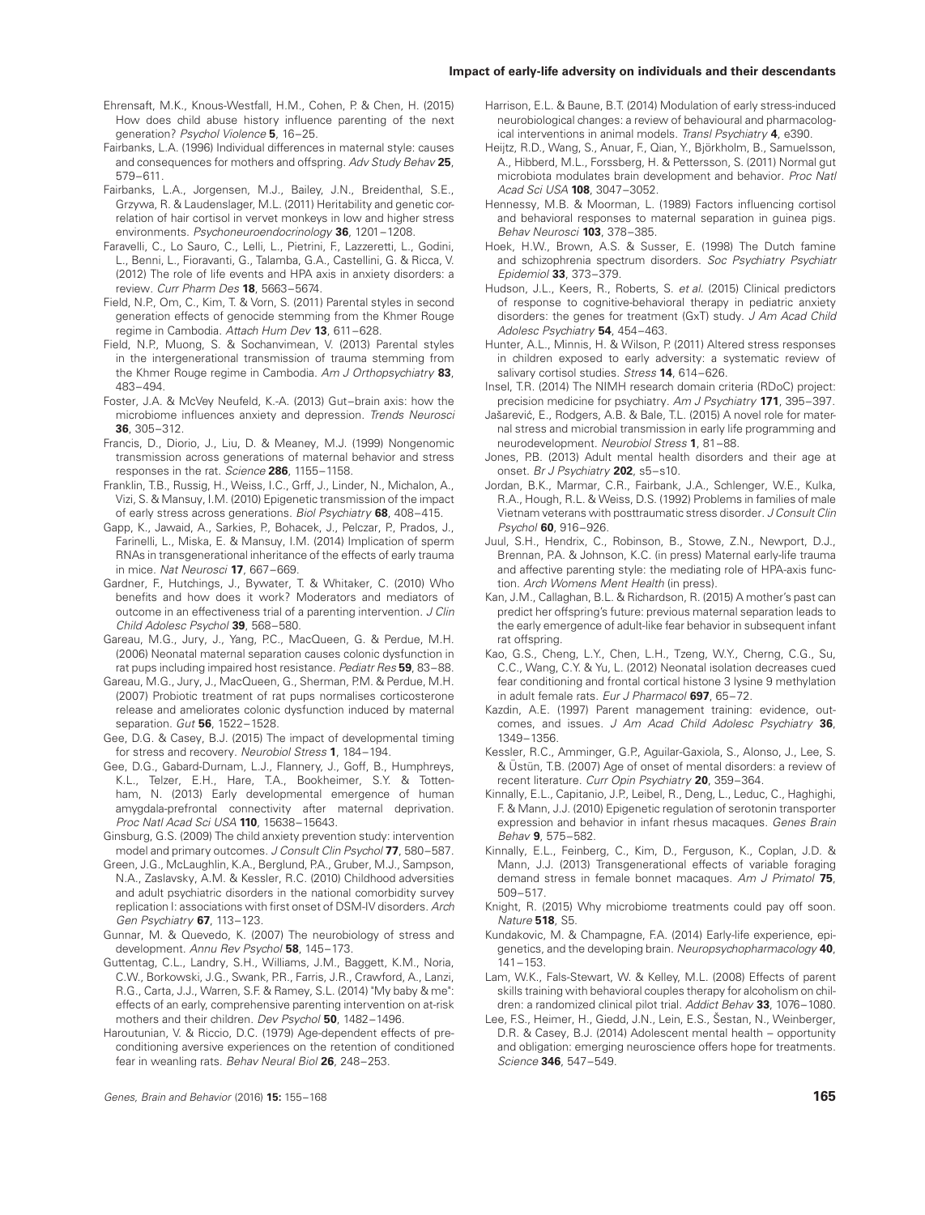Ehrensaft, M.K., Knous-Westfall, H.M., Cohen, P. & Chen, H. (2015) How does child abuse history influence parenting of the next generation? *Psychol Violence* **5**, 16–25.

Fairbanks, L.A. (1996) Individual differences in maternal style: causes and consequences for mothers and offspring. *Adv Study Behav* **25**, 579–611.

Fairbanks, L.A., Jorgensen, M.J., Bailey, J.N., Breidenthal, S.E., Grzywa, R. & Laudenslager, M.L. (2011) Heritability and genetic correlation of hair cortisol in vervet monkeys in low and higher stress environments. *Psychoneuroendocrinology* **36**, 1201–1208.

Faravelli, C., Lo Sauro, C., Lelli, L., Pietrini, F., Lazzeretti, L., Godini, L., Benni, L., Fioravanti, G., Talamba, G.A., Castellini, G. & Ricca, V. (2012) The role of life events and HPA axis in anxiety disorders: a review. *Curr Pharm Des* **18**, 5663–5674.

Field, N.P., Om, C., Kim, T. & Vorn, S. (2011) Parental styles in second generation effects of genocide stemming from the Khmer Rouge regime in Cambodia. *Attach Hum Dev* **13**, 611–628.

Field, N.P., Muong, S. & Sochanvimean, V. (2013) Parental styles in the intergenerational transmission of trauma stemming from the Khmer Rouge regime in Cambodia. *Am J Orthopsychiatry* **83**, 483–494.

Foster, J.A. & McVey Neufeld, K.-A. (2013) Gut–brain axis: how the microbiome influences anxiety and depression. *Trends Neurosci* **36**, 305–312.

Francis, D., Diorio, J., Liu, D. & Meaney, M.J. (1999) Nongenomic transmission across generations of maternal behavior and stress responses in the rat. *Science* **286**, 1155–1158.

Franklin, T.B., Russig, H., Weiss, I.C., Grff, J., Linder, N., Michalon, A., Vizi, S. & Mansuy, I.M. (2010) Epigenetic transmission of the impact of early stress across generations. *Biol Psychiatry* **68**, 408–415.

Gapp, K., Jawaid, A., Sarkies, P., Bohacek, J., Pelczar, P., Prados, J., Farinelli, L., Miska, E. & Mansuy, I.M. (2014) Implication of sperm RNAs in transgenerational inheritance of the effects of early trauma in mice. *Nat Neurosci* **17**, 667–669.

Gardner, F., Hutchings, J., Bywater, T. & Whitaker, C. (2010) Who benefits and how does it work? Moderators and mediators of outcome in an effectiveness trial of a parenting intervention. *J Clin Child Adolesc Psychol* **39**, 568–580.

Gareau, M.G., Jury, J., Yang, P.C., MacQueen, G. & Perdue, M.H. (2006) Neonatal maternal separation causes colonic dysfunction in rat pups including impaired host resistance. *Pediatr Res* **59**, 83–88.

Gareau, M.G., Jury, J., MacQueen, G., Sherman, P.M. & Perdue, M.H. (2007) Probiotic treatment of rat pups normalises corticosterone release and ameliorates colonic dysfunction induced by maternal separation. *Gut* **56**, 1522–1528.

Gee, D.G. & Casey, B.J. (2015) The impact of developmental timing for stress and recovery. *Neurobiol Stress* **1**, 184–194.

Gee, D.G., Gabard-Durnam, L.J., Flannery, J., Goff, B., Humphreys, K.L., Telzer, E.H., Hare, T.A., Bookheimer, S.Y. & Tottenham, N. (2013) Early developmental emergence of human amygdala-prefrontal connectivity after maternal deprivation. *Proc Natl Acad Sci USA* **110**, 15638–15643.

Ginsburg, G.S. (2009) The child anxiety prevention study: intervention model and primary outcomes. *J Consult Clin Psychol* **77**, 580–587.

Green, J.G., McLaughlin, K.A., Berglund, P.A., Gruber, M.J., Sampson, N.A., Zaslavsky, A.M. & Kessler, R.C. (2010) Childhood adversities and adult psychiatric disorders in the national comorbidity survey replication I: associations with first onset of DSM-IV disorders. *Arch Gen Psychiatry* **67**, 113–123.

Gunnar, M. & Quevedo, K. (2007) The neurobiology of stress and development. *Annu Rev Psychol* **58**, 145–173.

Guttentag, C.L., Landry, S.H., Williams, J.M., Baggett, K.M., Noria, C.W., Borkowski, J.G., Swank, P.R., Farris, J.R., Crawford, A., Lanzi, R.G., Carta, J.J., Warren, S.F. & Ramey, S.L. (2014) "My baby & me": effects of an early, comprehensive parenting intervention on at-risk mothers and their children. *Dev Psychol* **50**, 1482–1496.

Haroutunian, V. & Riccio, D.C. (1979) Age-dependent effects of preconditioning aversive experiences on the retention of conditioned fear in weanling rats. *Behav Neural Biol* **26**, 248–253.

Harrison, E.L. & Baune, B.T. (2014) Modulation of early stress-induced neurobiological changes: a review of behavioural and pharmacological interventions in animal models. *Transl Psychiatry* **4**, e390.

Heijtz, R.D., Wang, S., Anuar, F., Qian, Y., Björkholm, B., Samuelsson, A., Hibberd, M.L., Forssberg, H. & Pettersson, S. (2011) Normal gut microbiota modulates brain development and behavior. *Proc Natl Acad Sci USA* **108**, 3047–3052.

Hennessy, M.B. & Moorman, L. (1989) Factors influencing cortisol and behavioral responses to maternal separation in guinea pigs. *Behav Neurosci* **103**, 378–385.

Hoek, H.W., Brown, A.S. & Susser, E. (1998) The Dutch famine and schizophrenia spectrum disorders. *Soc Psychiatry Psychiatr Epidemiol* **33**, 373–379.

Hudson, J.L., Keers, R., Roberts, S. *et al.* (2015) Clinical predictors of response to cognitive-behavioral therapy in pediatric anxiety disorders: the genes for treatment (GxT) study. *J Am Acad Child Adolesc Psychiatry* **54**, 454–463.

Hunter, A.L., Minnis, H. & Wilson, P. (2011) Altered stress responses in children exposed to early adversity: a systematic review of salivary cortisol studies. *Stress* **14**, 614–626.

Insel, T.R. (2014) The NIMH research domain criteria (RDoC) project: precision medicine for psychiatry. *Am J Psychiatry* **171**, 395–397.

Jašarević, E., Rodgers, A.B. & Bale, T.L. (2015) A novel role for maternal stress and microbial transmission in early life programming and neurodevelopment. *Neurobiol Stress* **1**, 81–88.

Jones, P.B. (2013) Adult mental health disorders and their age at onset. *Br J Psychiatry* **202**, s5–s10.

Jordan, B.K., Marmar, C.R., Fairbank, J.A., Schlenger, W.E., Kulka, R.A., Hough, R.L. & Weiss, D.S. (1992) Problems in families of male Vietnam veterans with posttraumatic stress disorder. *J Consult Clin Psychol* **60**, 916–926.

Juul, S.H., Hendrix, C., Robinson, B., Stowe, Z.N., Newport, D.J., Brennan, P.A. & Johnson, K.C. (in press) Maternal early-life trauma and affective parenting style: the mediating role of HPA-axis function. *Arch Womens Ment Health* (in press).

Kan, J.M., Callaghan, B.L. & Richardson, R. (2015) A mother's past can predict her offspring's future: previous maternal separation leads to the early emergence of adult-like fear behavior in subsequent infant rat offspring.

Kao, G.S., Cheng, L.Y., Chen, L.H., Tzeng, W.Y., Cherng, C.G., Su, C.C., Wang, C.Y. & Yu, L. (2012) Neonatal isolation decreases cued fear conditioning and frontal cortical histone 3 lysine 9 methylation in adult female rats. *Eur J Pharmacol* **697**, 65–72.

Kazdin, A.E. (1997) Parent management training: evidence, outcomes, and issues. *J Am Acad Child Adolesc Psychiatry* **36**, 1349–1356.

Kessler, R.C., Amminger, G.P., Aguilar-Gaxiola, S., Alonso, J., Lee, S. & Üstün, T.B. (2007) Age of onset of mental disorders: a review of recent literature. *Curr Opin Psychiatry* **20**, 359–364.

Kinnally, E.L., Capitanio, J.P., Leibel, R., Deng, L., Leduc, C., Haghighi, F. & Mann, J.J. (2010) Epigenetic regulation of serotonin transporter expression and behavior in infant rhesus macaques. *Genes Brain Behav* **9**, 575–582.

Kinnally, E.L., Feinberg, C., Kim, D., Ferguson, K., Coplan, J.D. & Mann, J.J. (2013) Transgenerational effects of variable foraging demand stress in female bonnet macaques. *Am J Primatol* **75**, 509–517.

Knight, R. (2015) Why microbiome treatments could pay off soon. *Nature* **518**, S5.

Kundakovic, M. & Champagne, F.A. (2014) Early-life experience, epigenetics, and the developing brain. *Neuropsychopharmacology* **40**, 141–153.

Lam, W.K., Fals-Stewart, W. & Kelley, M.L. (2008) Effects of parent skills training with behavioral couples therapy for alcoholism on children: a randomized clinical pilot trial. *Addict Behav* **33**, 1076–1080.

Lee, F.S., Heimer, H., Giedd, J.N., Lein, E.S., Šestan, N., Weinberger, D.R. & Casey, B.J. (2014) Adolescent mental health – opportunity and obligation: emerging neuroscience offers hope for treatments. *Science* **346**, 547–549.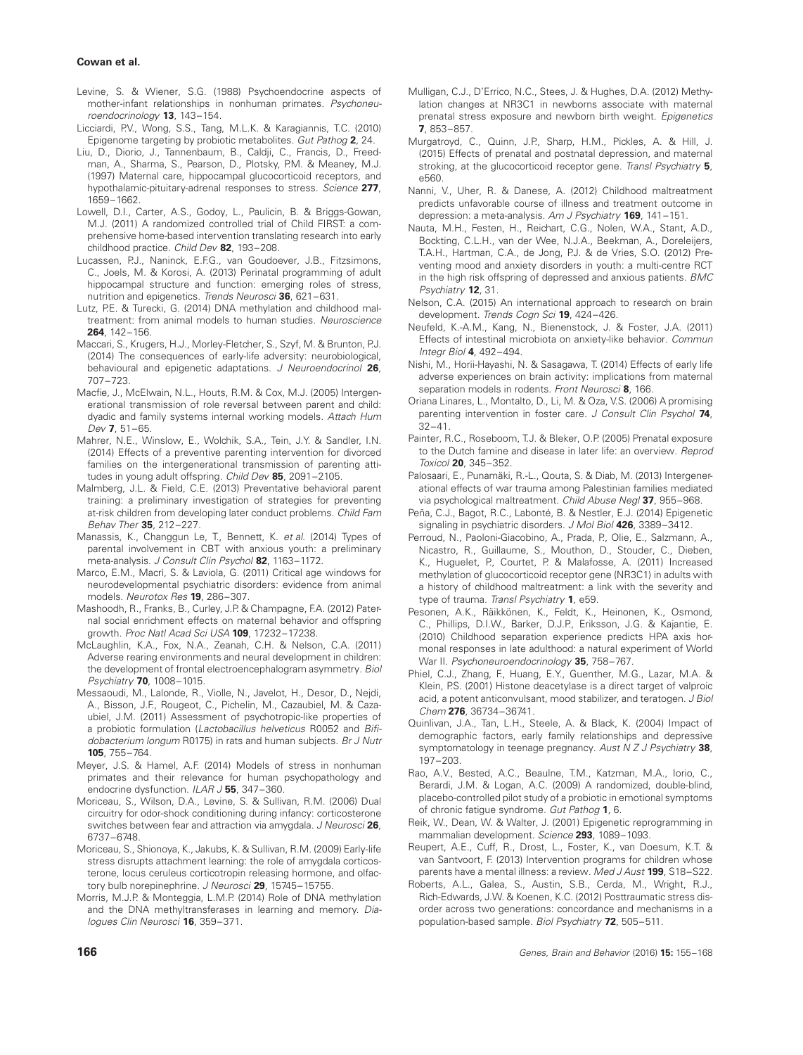Levine, S. & Wiener, S.G. (1988) Psychoendocrine aspects of mother-infant relationships in nonhuman primates. *Psychoneuroendocrinology* **13**, 143–154.

Licciardi, P.V., Wong, S.S., Tang, M.L.K. & Karagiannis, T.C. (2010) Epigenome targeting by probiotic metabolites. *Gut Pathog* **2**, 24.

Liu, D., Diorio, J., Tannenbaum, B., Caldji, C., Francis, D., Freedman, A., Sharma, S., Pearson, D., Plotsky, P.M. & Meaney, M.J. (1997) Maternal care, hippocampal glucocorticoid receptors, and hypothalamic-pituitary-adrenal responses to stress. *Science* **277**, 1659–1662.

Lowell, D.I., Carter, A.S., Godoy, L., Paulicin, B. & Briggs-Gowan, M.J. (2011) A randomized controlled trial of Child FIRST: a comprehensive home-based intervention translating research into early childhood practice. *Child Dev* **82**, 193–208.

Lucassen, P.J., Naninck, E.F.G., van Goudoever, J.B., Fitzsimons, C., Joels, M. & Korosi, A. (2013) Perinatal programming of adult hippocampal structure and function: emerging roles of stress, nutrition and epigenetics. *Trends Neurosci* **36**, 621–631.

Lutz, P.E. & Turecki, G. (2014) DNA methylation and childhood maltreatment: from animal models to human studies. *Neuroscience* **264**, 142–156.

Maccari, S., Krugers, H.J., Morley-Fletcher, S., Szyf, M. & Brunton, P.J. (2014) The consequences of early-life adversity: neurobiological, behavioural and epigenetic adaptations. *J Neuroendocrinol* **26**, 707–723.

Macfie, J., McElwain, N.L., Houts, R.M. & Cox, M.J. (2005) Intergenerational transmission of role reversal between parent and child: dyadic and family systems internal working models. *Attach Hum Dev* **7**, 51–65.

Mahrer, N.E., Winslow, E., Wolchik, S.A., Tein, J.Y. & Sandler, I.N. (2014) Effects of a preventive parenting intervention for divorced families on the intergenerational transmission of parenting attitudes in young adult offspring. *Child Dev* **85**, 2091–2105.

Malmberg, J.L. & Field, C.E. (2013) Preventative behavioral parent training: a preliminary investigation of strategies for preventing at-risk children from developing later conduct problems. *Child Fam Behav Ther* **35**, 212–227.

Manassis, K., Changgun Le, T., Bennett, K. *et al.* (2014) Types of parental involvement in CBT with anxious youth: a preliminary meta-analysis. *J Consult Clin Psychol* **82**, 1163–1172.

Marco, E.M., Macrì, S. & Laviola, G. (2011) Critical age windows for neurodevelopmental psychiatric disorders: evidence from animal models. *Neurotox Res* **19**, 286–307.

Mashoodh, R., Franks, B., Curley, J.P. & Champagne, F.A. (2012) Paternal social enrichment effects on maternal behavior and offspring growth. *Proc Natl Acad Sci USA* **109**, 17232–17238.

McLaughlin, K.A., Fox, N.A., Zeanah, C.H. & Nelson, C.A. (2011) Adverse rearing environments and neural development in children: the development of frontal electroencephalogram asymmetry. *Biol Psychiatry* **70**, 1008–1015.

Messaoudi, M., Lalonde, R., Violle, N., Javelot, H., Desor, D., Nejdi, A., Bisson, J.F., Rougeot, C., Pichelin, M., Cazaubiel, M. & Cazaubiel, J.M. (2011) Assessment of psychotropic-like properties of a probiotic formulation (*Lactobacillus helveticus* R0052 and *Bifidobacterium longum* R0175) in rats and human subjects. *Br J Nutr* **105**, 755–764.

Meyer, J.S. & Hamel, A.F. (2014) Models of stress in nonhuman primates and their relevance for human psychopathology and endocrine dysfunction. *ILAR J* **55**, 347–360.

Moriceau, S., Wilson, D.A., Levine, S. & Sullivan, R.M. (2006) Dual circuitry for odor-shock conditioning during infancy: corticosterone switches between fear and attraction via amygdala. *J Neurosci* **26**, 6737–6748.

Moriceau, S., Shionoya, K., Jakubs, K. & Sullivan, R.M. (2009) Early-life stress disrupts attachment learning: the role of amygdala corticosterone, locus ceruleus corticotropin releasing hormone, and olfactory bulb norepinephrine. *J Neurosci* **29**, 15745–15755.

Morris, M.J.P. & Monteggia, L.M.P. (2014) Role of DNA methylation and the DNA methyltransferases in learning and memory. *Dialogues Clin Neurosci* **16**, 359–371.

Mulligan, C.J., D'Errico, N.C., Stees, J. & Hughes, D.A. (2012) Methylation changes at NR3C1 in newborns associate with maternal prenatal stress exposure and newborn birth weight. *Epigenetics* **7**, 853–857.

Murgatroyd, C., Quinn, J.P., Sharp, H.M., Pickles, A. & Hill, J. (2015) Effects of prenatal and postnatal depression, and maternal stroking, at the glucocorticoid receptor gene. *Transl Psychiatry* **5**, e560.

Nanni, V., Uher, R. & Danese, A. (2012) Childhood maltreatment predicts unfavorable course of illness and treatment outcome in depression: a meta-analysis. *Am J Psychiatry* **169**, 141–151.

Nauta, M.H., Festen, H., Reichart, C.G., Nolen, W.A., Stant, A.D., Bockting, C.L.H., van der Wee, N.J.A., Beekman, A., Doreleijers, T.A.H., Hartman, C.A., de Jong, P.J. & de Vries, S.O. (2012) Preventing mood and anxiety disorders in youth: a multi-centre RCT in the high risk offspring of depressed and anxious patients. *BMC Psychiatry* **12**, 31.

Nelson, C.A. (2015) An international approach to research on brain development. *Trends Cogn Sci* **19**, 424–426.

Neufeld, K.-A.M., Kang, N., Bienenstock, J. & Foster, J.A. (2011) Effects of intestinal microbiota on anxiety-like behavior. *Commun Integr Biol* **4**, 492–494.

Nishi, M., Horii-Hayashi, N. & Sasagawa, T. (2014) Effects of early life adverse experiences on brain activity: implications from maternal separation models in rodents. *Front Neurosci* **8**, 166.

Oriana Linares, L., Montalto, D., Li, M. & Oza, V.S. (2006) A promising parenting intervention in foster care. *J Consult Clin Psychol* **74**, 32–41.

Painter, R.C., Roseboom, T.J. & Bleker, O.P. (2005) Prenatal exposure to the Dutch famine and disease in later life: an overview. *Reprod Toxicol* **20**, 345–352.

Palosaari, E., Punamäki, R.-L., Qouta, S. & Diab, M. (2013) Intergenerational effects of war trauma among Palestinian families mediated via psychological maltreatment. *Child Abuse Negl* **37**, 955–968.

Peña, C.J., Bagot, R.C., Labonté, B. & Nestler, E.J. (2014) Epigenetic signaling in psychiatric disorders. *J Mol Biol* **426**, 3389–3412.

Perroud, N., Paoloni-Giacobino, A., Prada, P., Olie, E., Salzmann, A., Nicastro, R., Guillaume, S., Mouthon, D., Stouder, C., Dieben, K., Huguelet, P., Courtet, P. & Malafosse, A. (2011) Increased methylation of glucocorticoid receptor gene (NR3C1) in adults with a history of childhood maltreatment: a link with the severity and type of trauma. *Transl Psychiatry* **1**, e59.

Pesonen, A.K., Räikkönen, K., Feldt, K., Heinonen, K., Osmond, C., Phillips, D.I.W., Barker, D.J.P., Eriksson, J.G. & Kajantie, E. (2010) Childhood separation experience predicts HPA axis hormonal responses in late adulthood: a natural experiment of World War II. *Psychoneuroendocrinology* **35**, 758–767.

Phiel, C.J., Zhang, F., Huang, E.Y., Guenther, M.G., Lazar, M.A. & Klein, P.S. (2001) Histone deacetylase is a direct target of valproic acid, a potent anticonvulsant, mood stabilizer, and teratogen. *J Biol Chem* **276**, 36734–36741.

Quinlivan, J.A., Tan, L.H., Steele, A. & Black, K. (2004) Impact of demographic factors, early family relationships and depressive symptomatology in teenage pregnancy. *Aust N Z J Psychiatry* **38**, 197–203.

Rao, A.V., Bested, A.C., Beaulne, T.M., Katzman, M.A., Iorio, C., Berardi, J.M. & Logan, A.C. (2009) A randomized, double-blind, placebo-controlled pilot study of a probiotic in emotional symptoms of chronic fatigue syndrome. *Gut Pathog* **1**, 6.

Reik, W., Dean, W. & Walter, J. (2001) Epigenetic reprogramming in mammalian development. *Science* **293**, 1089–1093.

Reupert, A.E., Cuff, R., Drost, L., Foster, K., van Doesum, K.T. & van Santvoort, F. (2013) Intervention programs for children whose parents have a mental illness: a review. *Med J Aust* **199**, S18–S22.

Roberts, A.L., Galea, S., Austin, S.B., Cerda, M., Wright, R.J., Rich-Edwards, J.W. & Koenen, K.C. (2012) Posttraumatic stress disorder across two generations: concordance and mechanisms in a population-based sample. *Biol Psychiatry* **72**, 505–511.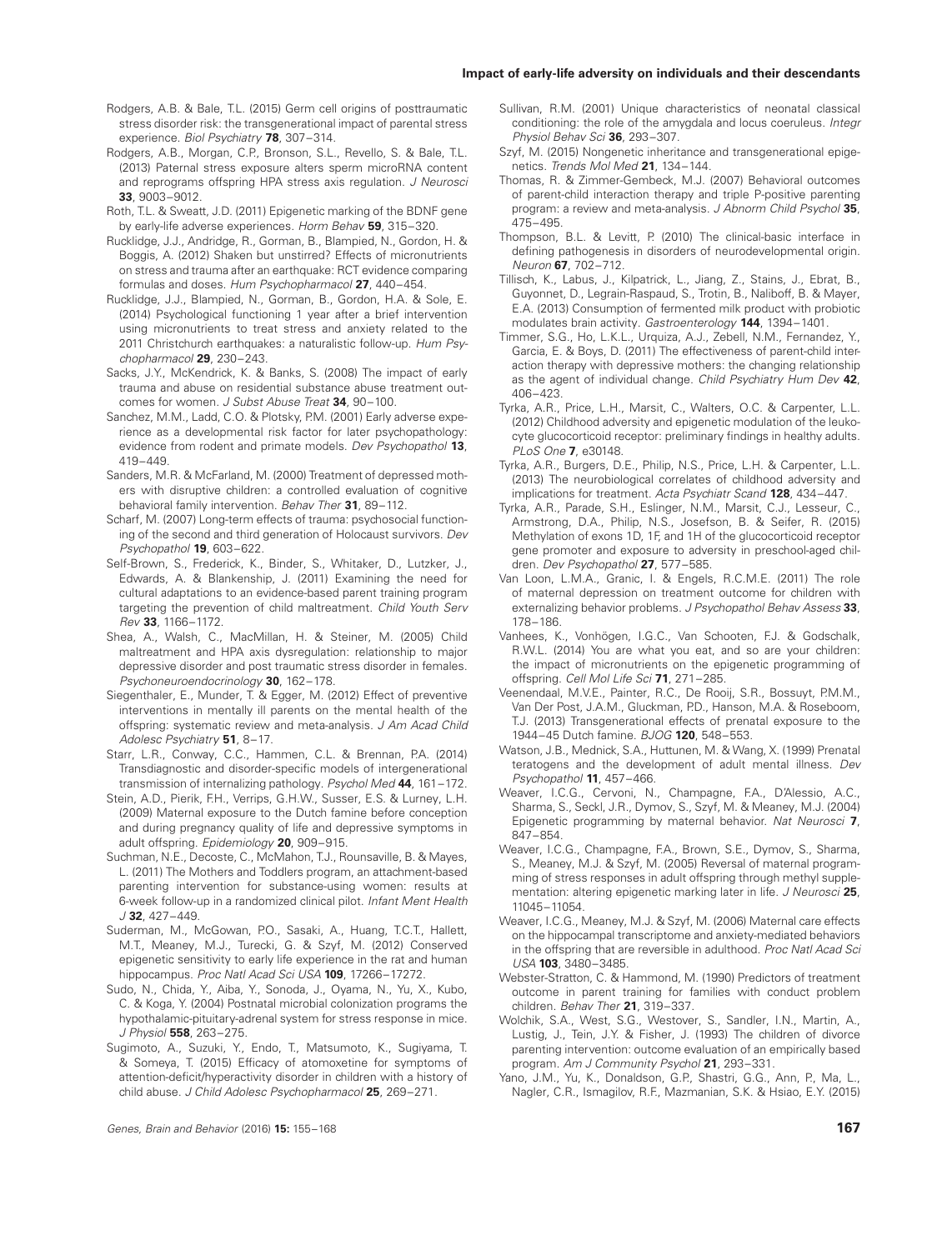Rodgers, A.B. & Bale, T.L. (2015) Germ cell origins of posttraumatic stress disorder risk: the transgenerational impact of parental stress experience. *Biol Psychiatry* **78**, 307–314.

Rodgers, A.B., Morgan, C.P., Bronson, S.L., Revello, S. & Bale, T.L. (2013) Paternal stress exposure alters sperm microRNA content and reprograms offspring HPA stress axis regulation. *J Neurosci* **33**, 9003–9012.

Roth, T.L. & Sweatt, J.D. (2011) Epigenetic marking of the BDNF gene by early-life adverse experiences. *Horm Behav* **59**, 315–320.

Rucklidge, J.J., Andridge, R., Gorman, B., Blampied, N., Gordon, H. & Boggis, A. (2012) Shaken but unstirred? Effects of micronutrients on stress and trauma after an earthquake: RCT evidence comparing formulas and doses. *Hum Psychopharmacol* **27**, 440–454.

Rucklidge, J.J., Blampied, N., Gorman, B., Gordon, H.A. & Sole, E. (2014) Psychological functioning 1 year after a brief intervention using micronutrients to treat stress and anxiety related to the 2011 Christchurch earthquakes: a naturalistic follow-up. *Hum Psychopharmacol* **29**, 230–243.

Sacks, J.Y., McKendrick, K. & Banks, S. (2008) The impact of early trauma and abuse on residential substance abuse treatment outcomes for women. *J Subst Abuse Treat* **34**, 90–100.

Sanchez, M.M., Ladd, C.O. & Plotsky, P.M. (2001) Early adverse experience as a developmental risk factor for later psychopathology: evidence from rodent and primate models. *Dev Psychopathol* **13**, 419–449.

Sanders, M.R. & McFarland, M. (2000) Treatment of depressed mothers with disruptive children: a controlled evaluation of cognitive behavioral family intervention. *Behav Ther* **31**, 89–112.

Scharf, M. (2007) Long-term effects of trauma: psychosocial functioning of the second and third generation of Holocaust survivors. *Dev Psychopathol* **19**, 603–622.

Self-Brown, S., Frederick, K., Binder, S., Whitaker, D., Lutzker, J., Edwards, A. & Blankenship, J. (2011) Examining the need for cultural adaptations to an evidence-based parent training program targeting the prevention of child maltreatment. *Child Youth Serv Rev* **33**, 1166–1172.

Shea, A., Walsh, C., MacMillan, H. & Steiner, M. (2005) Child maltreatment and HPA axis dysregulation: relationship to major depressive disorder and post traumatic stress disorder in females. *Psychoneuroendocrinology* **30**, 162–178.

Siegenthaler, E., Munder, T. & Egger, M. (2012) Effect of preventive interventions in mentally ill parents on the mental health of the offspring: systematic review and meta-analysis. *J Am Acad Child Adolesc Psychiatry* **51**, 8–17.

Starr, L.R., Conway, C.C., Hammen, C.L. & Brennan, P.A. (2014) Transdiagnostic and disorder-specific models of intergenerational transmission of internalizing pathology. *Psychol Med* **44**, 161–172.

Stein, A.D., Pierik, F.H., Verrips, G.H.W., Susser, E.S. & Lurney, L.H. (2009) Maternal exposure to the Dutch famine before conception and during pregnancy quality of life and depressive symptoms in adult offspring. *Epidemiology* **20**, 909–915.

Suchman, N.E., Decoste, C., McMahon, T.J., Rounsaville, B. & Mayes, L. (2011) The Mothers and Toddlers program, an attachment-based parenting intervention for substance-using women: results at 6-week follow-up in a randomized clinical pilot. *Infant Ment Health J* **32**, 427–449.

Suderman, M., McGowan, P.O., Sasaki, A., Huang, T.C.T., Hallett, M.T., Meaney, M.J., Turecki, G. & Szyf, M. (2012) Conserved epigenetic sensitivity to early life experience in the rat and human hippocampus. *Proc Natl Acad Sci USA* **109**, 17266–17272.

Sudo, N., Chida, Y., Aiba, Y., Sonoda, J., Oyama, N., Yu, X., Kubo, C. & Koga, Y. (2004) Postnatal microbial colonization programs the hypothalamic-pituitary-adrenal system for stress response in mice. *J Physiol* **558**, 263–275.

Sugimoto, A., Suzuki, Y., Endo, T., Matsumoto, K., Sugiyama, T. & Someya, T. (2015) Efficacy of atomoxetine for symptoms of attention-deficit/hyperactivity disorder in children with a history of child abuse. *J Child Adolesc Psychopharmacol* **25**, 269–271.

Sullivan, R.M. (2001) Unique characteristics of neonatal classical conditioning: the role of the amygdala and locus coeruleus. *Integr Physiol Behav Sci* **36**, 293–307.

Szyf, M. (2015) Nongenetic inheritance and transgenerational epigenetics. *Trends Mol Med* **21**, 134–144.

Thomas, R. & Zimmer-Gembeck, M.J. (2007) Behavioral outcomes of parent-child interaction therapy and triple P-positive parenting program: a review and meta-analysis. *J Abnorm Child Psychol* **35**, 475–495.

Thompson, B.L. & Levitt, P. (2010) The clinical-basic interface in defining pathogenesis in disorders of neurodevelopmental origin. *Neuron* **67**, 702–712.

Tillisch, K., Labus, J., Kilpatrick, L., Jiang, Z., Stains, J., Ebrat, B., Guyonnet, D., Legrain-Raspaud, S., Trotin, B., Naliboff, B. & Mayer, E.A. (2013) Consumption of fermented milk product with probiotic modulates brain activity. *Gastroenterology* **144**, 1394–1401.

Timmer, S.G., Ho, L.K.L., Urquiza, A.J., Zebell, N.M., Fernandez, Y., Garcia, E. & Boys, D. (2011) The effectiveness of parent-child interaction therapy with depressive mothers: the changing relationship as the agent of individual change. *Child Psychiatry Hum Dev* **42**, 406–423.

Tyrka, A.R., Price, L.H., Marsit, C., Walters, O.C. & Carpenter, L.L. (2012) Childhood adversity and epigenetic modulation of the leukocyte glucocorticoid receptor: preliminary findings in healthy adults. *PLoS One* **7**, e30148.

Tyrka, A.R., Burgers, D.E., Philip, N.S., Price, L.H. & Carpenter, L.L. (2013) The neurobiological correlates of childhood adversity and implications for treatment. *Acta Psychiatr Scand* **128**, 434–447.

Tyrka, A.R., Parade, S.H., Eslinger, N.M., Marsit, C.J., Lesseur, C., Armstrong, D.A., Philip, N.S., Josefson, B. & Seifer, R. (2015) Methylation of exons 1D, 1F, and 1H of the glucocorticoid receptor gene promoter and exposure to adversity in preschool-aged children. *Dev Psychopathol* **27**, 577–585.

Van Loon, L.M.A., Granic, I. & Engels, R.C.M.E. (2011) The role of maternal depression on treatment outcome for children with externalizing behavior problems. *J Psychopathol Behav Assess* **33**, 178–186.

Vanhees, K., Vonhögen, I.G.C., Van Schooten, F.J. & Godschalk, R.W.L. (2014) You are what you eat, and so are your children: the impact of micronutrients on the epigenetic programming of offspring. *Cell Mol Life Sci* **71**, 271–285.

Veenendaal, M.V.E., Painter, R.C., De Rooij, S.R., Bossuyt, P.M.M., Van Der Post, J.A.M., Gluckman, P.D., Hanson, M.A. & Roseboom, T.J. (2013) Transgenerational effects of prenatal exposure to the 1944–45 Dutch famine. *BJOG* **120**, 548–553.

Watson, J.B., Mednick, S.A., Huttunen, M. & Wang, X. (1999) Prenatal teratogens and the development of adult mental illness. *Dev Psychopathol* **11**, 457–466.

Weaver, I.C.G., Cervoni, N., Champagne, F.A., D'Alessio, A.C., Sharma, S., Seckl, J.R., Dymov, S., Szyf, M. & Meaney, M.J. (2004) Epigenetic programming by maternal behavior. *Nat Neurosci* **7**, 847–854.

Weaver, I.C.G., Champagne, F.A., Brown, S.E., Dymov, S., Sharma, S., Meaney, M.J. & Szyf, M. (2005) Reversal of maternal programming of stress responses in adult offspring through methyl supplementation: altering epigenetic marking later in life. *J Neurosci* **25**, 11045–11054.

Weaver, I.C.G., Meaney, M.J. & Szyf, M. (2006) Maternal care effects on the hippocampal transcriptome and anxiety-mediated behaviors in the offspring that are reversible in adulthood. *Proc Natl Acad Sci USA* **103**, 3480–3485.

Webster-Stratton, C. & Hammond, M. (1990) Predictors of treatment outcome in parent training for families with conduct problem children. *Behav Ther* **21**, 319–337.

Wolchik, S.A., West, S.G., Westover, S., Sandler, I.N., Martin, A., Lustig, J., Tein, J.Y. & Fisher, J. (1993) The children of divorce parenting intervention: outcome evaluation of an empirically based program. *Am J Community Psychol* **21**, 293–331.

Yano, J.M., Yu, K., Donaldson, G.P., Shastri, G.G., Ann, P., Ma, L., Nagler, C.R., Ismagilov, R.F., Mazmanian, S.K. & Hsiao, E.Y. (2015)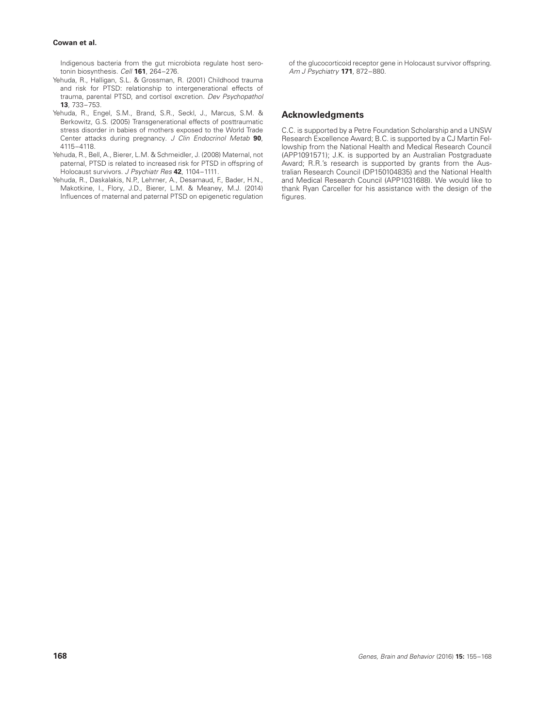Indigenous bacteria from the gut microbiota regulate host serotonin biosynthesis. *Cell* **161**, 264–276.

Yehuda, R., Halligan, S.L. & Grossman, R. (2001) Childhood trauma and risk for PTSD: relationship to intergenerational effects of trauma, parental PTSD, and cortisol excretion. *Dev Psychopathol* **13**, 733–753.

Yehuda, R., Engel, S.M., Brand, S.R., Seckl, J., Marcus, S.M. & Berkowitz, G.S. (2005) Transgenerational effects of posttraumatic stress disorder in babies of mothers exposed to the World Trade Center attacks during pregnancy. *J Clin Endocrinol Metab* **90**, 4115–4118.

Yehuda, R., Bell, A., Bierer, L.M. & Schmeidler, J. (2008) Maternal, not paternal, PTSD is related to increased risk for PTSD in offspring of Holocaust survivors. *J Psychiatr Res* **42**, 1104–1111.

Yehuda, R., Daskalakis, N.P., Lehrner, A., Desarnaud, F., Bader, H.N., Makotkine, I., Flory, J.D., Bierer, L.M. & Meaney, M.J. (2014) Influences of maternal and paternal PTSD on epigenetic regulation of the glucocorticoid receptor gene in Holocaust survivor offspring. *Am J Psychiatry* **171**, 872–880.

## Acknowledgments

C.C. is supported by a Petre Foundation Scholarship and a UNSW Research Excellence Award; B.C. is supported by a CJ Martin Fellowship from the National Health and Medical Research Council (APP1091571); J.K. is supported by an Australian Postgraduate Award; R.R.'s research is supported by grants from the Australian Research Council (DP150104835) and the National Health and Medical Research Council (APP1031688). We would like to thank Ryan Carceller for his assistance with the design of the figures.